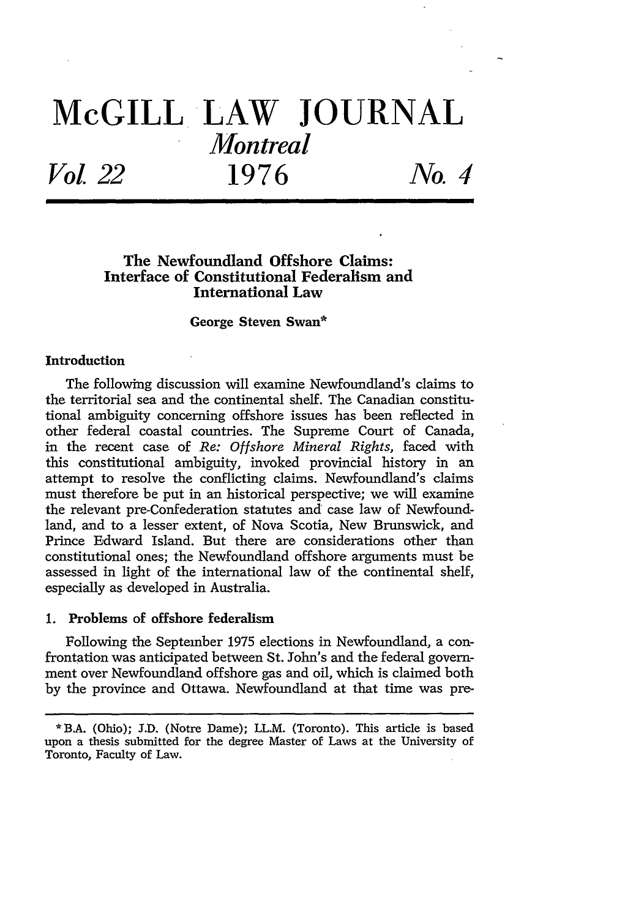# McGILL LAW JOURNAL

*Montreal*

*Vol. 22* 1976 *No. 4*

## The Newfoundland Offshore Claims: Interface of Constitutional Federalism and International Law

**George Steven Swan***

### Introduction

The following discussion will examine Newfoundland's claims to the territorial sea and the continental shelf. The Canadian constitutional ambiguity concerning offshore issues has been reflected in other federal coastal countries. The Supreme Court of Canada, in the recent case of *Re: Offshore Mineral Rights,* faced with this constitutional ambiguity, invoked provincial history in an attempt to resolve the conflicting claims. Newfoundland's claims must therefore be put in an historical perspective; we will examine the relevant pre-Confederation statutes and case law of Newfoundland, and to a lesser extent, of Nova Scotia, New Brunswick, and Prince Edward Island. But there are considerations other than constitutional ones; the Newfoundland offshore arguments must be assessed in light of the international law of the continental shelf, especially as developed in Australia.

### 1. Problems of offshore federalism

Following the September 1975 elections in Newfoundland, a confrontation was anticipated between St. John's and the federal government over Newfoundland offshore gas and oil, which is claimed both by the province and Ottawa. Newfoundland at that time was pre-

---

*B.A. (Ohio); J.D. (Notre Dame); LL.M. (Toronto). This article is based upon a thesis submitted for the degree Master of Laws at the University of Toronto, Faculty of Law.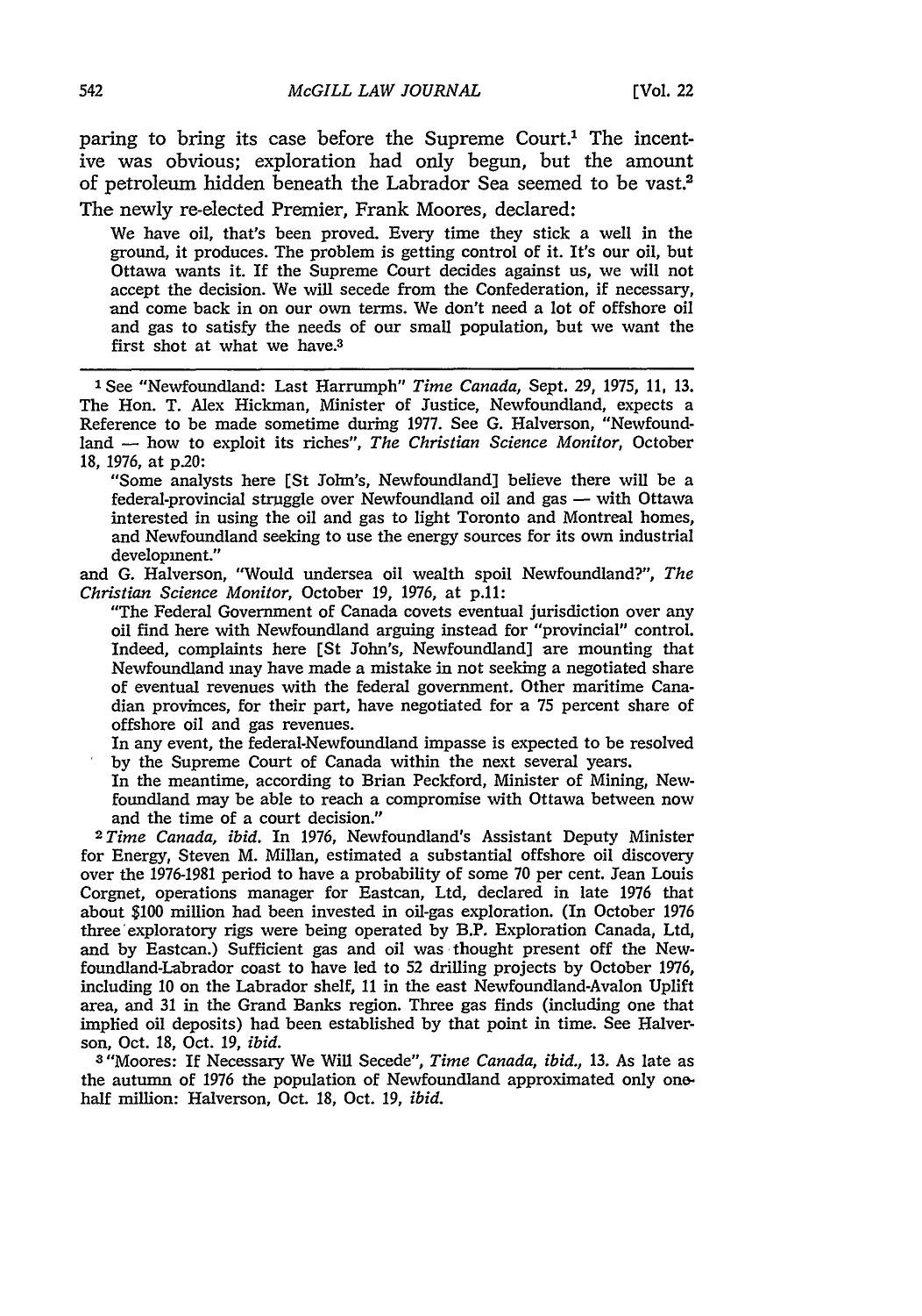paring to bring its case before the Supreme Court.[1] The incentive was obvious; exploration had only begun, but the amount of petroleum hidden beneath the Labrador Sea seemed to be vast.[2] The newly re-elected Premier, Frank Moores, declared:

> We have oil, that's been proved. Every time they stick a well in the ground, it produces. The problem is getting control of it. It's our oil, but Ottawa wants it. If the Supreme Court decides against us, we will not accept the decision. We will secede from the Confederation, if necessary, and come back in on our own terms. We don't need a lot of offshore oil and gas to satisfy the needs of our small population, but we want the first shot at what we have.[3]

---

[1] See "Newfoundland: Last Harrumph" *Time Canada*, Sept. 29, 1975, 11, 13. The Hon. T. Alex Hickman, Minister of Justice, Newfoundland, expects a Reference to be made sometime during 1977. See G. Halverson, "Newfoundland — how to exploit its riches", *The Christian Science Monitor*, October 18, 1976, at p.20:

> "Some analysts here [St John's, Newfoundland] believe there will be a federal-provincial struggle over Newfoundland oil and gas — with Ottawa interested in using the oil and gas to light Toronto and Montreal homes, and Newfoundland seeking to use the energy sources for its own industrial development."

and G. Halverson, "Would undersea oil wealth spoil Newfoundland?", *The Christian Science Monitor*, October 19, 1976, at p.11:

> "The Federal Government of Canada covets eventual jurisdiction over any oil find here with Newfoundland arguing instead for "provincial" control. Indeed, complaints here [St John's, Newfoundland] are mounting that Newfoundland may have made a mistake in not seeking a negotiated share of eventual revenues with the federal government. Other maritime Canadian provinces, for their part, have negotiated for a 75 percent share of offshore oil and gas revenues.
>
> In any event, the federal-Newfoundland impasse is expected to be resolved by the Supreme Court of Canada within the next several years.
>
> In the meantime, according to Brian Peckford, Minister of Mining, Newfoundland may be able to reach a compromise with Ottawa between now and the time of a court decision."

[2] *Time Canada, ibid.* In 1976, Newfoundland's Assistant Deputy Minister for Energy, Steven M. Millan, estimated a substantial offshore oil discovery over the 1976-1981 period to have a probability of some 70 per cent. Jean Louis Corgnet, operations manager for Eastcan, Ltd, declared in late 1976 that about $100 million had been invested in oil-gas exploration. (In October 1976 three exploratory rigs were being operated by B.P. Exploration Canada, Ltd, and by Eastcan.) Sufficient gas and oil was thought present off the Newfoundland-Labrador coast to have led to 52 drilling projects by October 1976, including 10 on the Labrador shelf, 11 in the east Newfoundland-Avalon Uplift area, and 31 in the Grand Banks region. Three gas finds (including one that implied oil deposits) had been established by that point in time. See Halverson, Oct. 18, Oct. 19, *ibid.*

[3] "Moores: If Necessary We Will Secede", *Time Canada, ibid.*, 13. As late as the autumn of 1976 the population of Newfoundland approximated only one-half million: Halverson, Oct. 18, Oct. 19, *ibid.*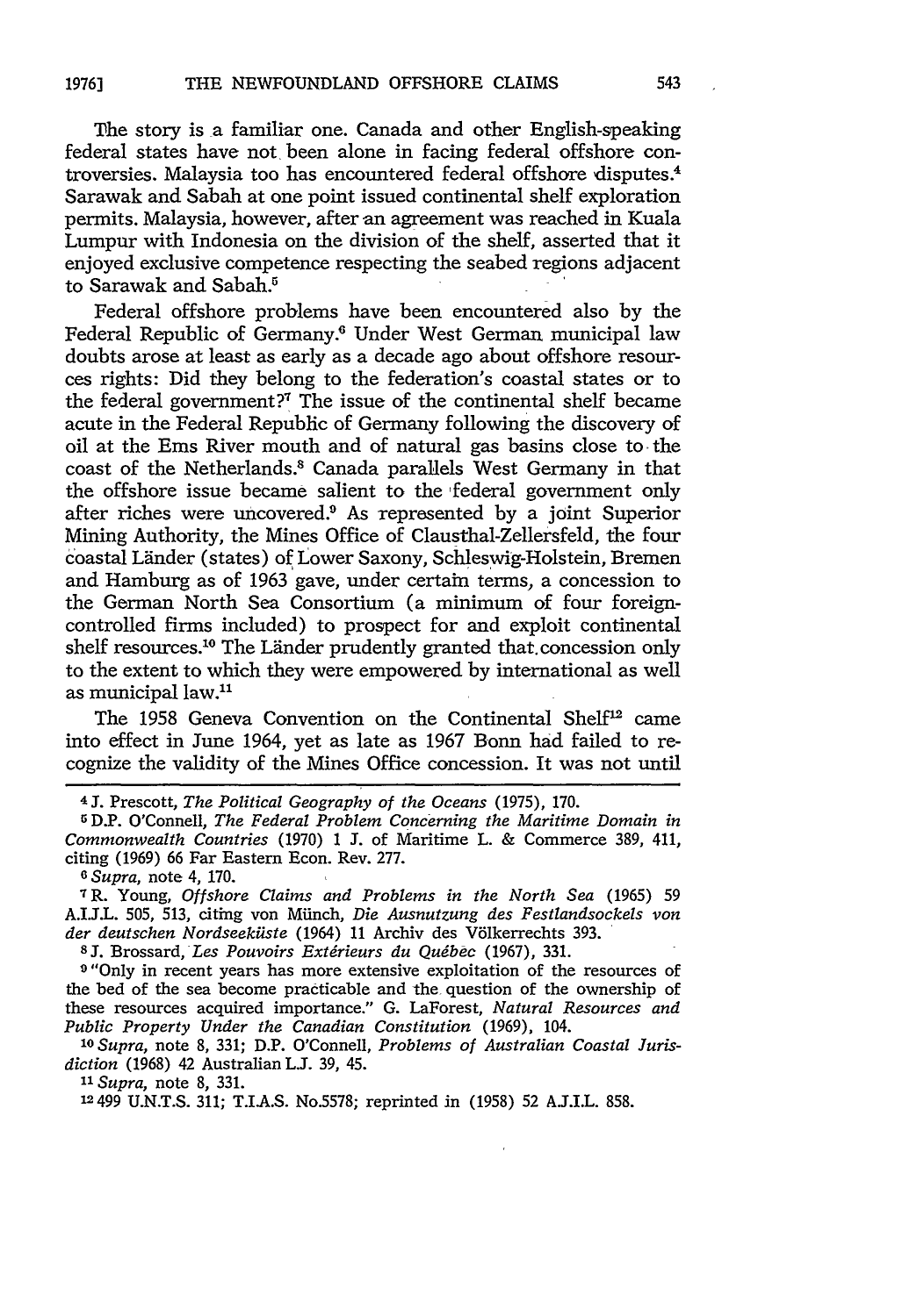The story is a familiar one. Canada and other English-speaking federal states have not been alone in facing federal offshore controversies. Malaysia too has encountered federal offshore disputes.[4] Sarawak and Sabah at one point issued continental shelf exploration permits. Malaysia, however, after an agreement was reached in Kuala Lumpur with Indonesia on the division of the shelf, asserted that it enjoyed exclusive competence respecting the seabed regions adjacent to Sarawak and Sabah.[5]

Federal offshore problems have been encountered also by the Federal Republic of Germany.[6] Under West German municipal law doubts arose at least as early as a decade ago about offshore resources rights: Did they belong to the federation's coastal states or to the federal government?[7] The issue of the continental shelf became acute in the Federal Republic of Germany following the discovery of oil at the Ems River mouth and of natural gas basins close to the coast of the Netherlands.[8] Canada parallels West Germany in that the offshore issue became salient to the federal government only after riches were uncovered.[9] As represented by a joint Superior Mining Authority, the Mines Office of Clausthal-Zellersfeld, the four coastal Länder (states) of Lower Saxony, Schleswig-Holstein, Bremen and Hamburg as of 1963 gave, under certain terms, a concession to the German North Sea Consortium (a minimum of four foreign-controlled firms included) to prospect for and exploit continental shelf resources.[10] The Länder prudently granted that concession only to the extent to which they were empowered by international as well as municipal law.[11]

The 1958 Geneva Convention on the Continental Shelf[12] came into effect in June 1964, yet as late as 1967 Bonn had failed to recognize the validity of the Mines Office concession. It was not until

---

[4] J. Prescott, *The Political Geography of the Oceans* (1975), 170.

[5] D.P. O'Connell, *The Federal Problem Concerning the Maritime Domain in Commonwealth Countries* (1970) 1 J. of Maritime L. & Commerce 389, 411, citing (1969) 66 Far Eastern Econ. Rev. 277.

[6] *Supra*, note 4, 170.

[7] R. Young, *Offshore Claims and Problems in the North Sea* (1965) 59 A.J.I.L. 505, 513, citing von Münch, *Die Ausnutzung des Festlandsockels von der deutschen Nordseeküste* (1964) 11 Archiv des Völkerrechts 393.

[8] J. Brossard, *Les Pouvoirs Extérieurs du Québec* (1967), 331.

[9] "Only in recent years has more extensive exploitation of the resources of the bed of the sea become practicable and the question of the ownership of these resources acquired importance." G. LaForest, *Natural Resources and Public Property Under the Canadian Constitution* (1969), 104.

[10] *Supra*, note 8, 331; D.P. O'Connell, *Problems of Australian Coastal Jurisdiction* (1968) 42 Australian L.J. 39, 45.

[11] *Supra*, note 8, 331.

[12] 499 U.N.T.S. 311; T.I.A.S. No.5578; reprinted in (1958) 52 A.J.I.L. 858.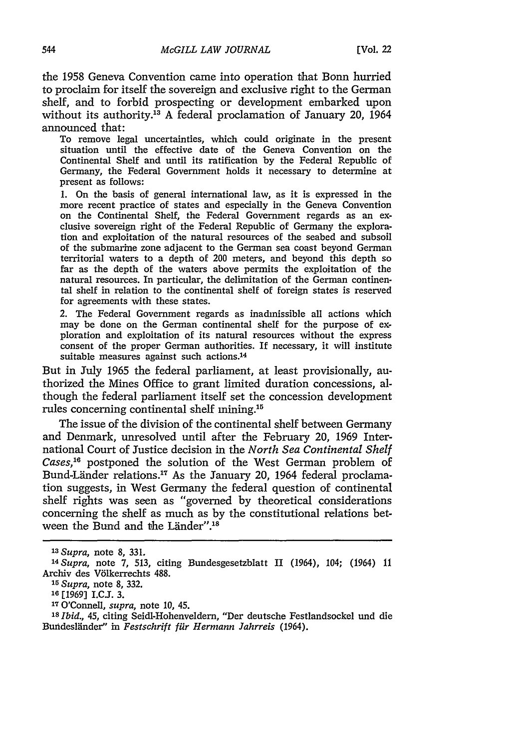the 1958 Geneva Convention came into operation that Bonn hurried to proclaim for itself the sovereign and exclusive right to the German shelf, and to forbid prospecting or development embarked upon without its authority.[13] A federal proclamation of January 20, 1964 announced that:

> To remove legal uncertainties, which could originate in the present situation until the effective date of the Geneva Convention on the Continental Shelf and until its ratification by the Federal Republic of Germany, the Federal Government holds it necessary to determine at present as follows:
>
> 1. On the basis of general international law, as it is expressed in the more recent practice of states and especially in the Geneva Convention on the Continental Shelf, the Federal Government regards as an exclusive sovereign right of the Federal Republic of Germany the exploration and exploitation of the natural resources of the seabed and subsoil of the submarine zone adjacent to the German sea coast beyond German territorial waters to a depth of 200 meters, and beyond this depth so far as the depth of the waters above permits the exploitation of the natural resources. In particular, the delimitation of the German continental shelf in relation to the continental shelf of foreign states is reserved for agreements with these states.
>
> 2. The Federal Government regards as inadmissible all actions which may be done on the German continental shelf for the purpose of exploration and exploitation of its natural resources without the express consent of the proper German authorities. If necessary, it will institute suitable measures against such actions.[14]

But in July 1965 the federal parliament, at least provisionally, authorized the Mines Office to grant limited duration concessions, although the federal parliament itself set the concession development rules concerning continental shelf mining.[15]

The issue of the division of the continental shelf between Germany and Denmark, unresolved until after the February 20, 1969 International Court of Justice decision in the *North Sea Continental Shelf Cases*,[16] postponed the solution of the West German problem of Bund-Länder relations.[17] As the January 20, 1964 federal proclamation suggests, in West Germany the federal question of continental shelf rights was seen as "governed by theoretical considerations concerning the shelf as much as by the constitutional relations between the Bund and the Länder".[18]

---

[13] *Supra*, note 8, 331.

[14] *Supra*, note 7, 513, citing Bundesgesetzblatt II (1964), 104; (1964) 11 Archiv des Völkerrechts 488.

[15] *Supra*, note 8, 332.

[16] [1969] I.C.J. 3.

[17] O'Connell, *supra*, note 10, 45.

[18] *Ibid.*, 45, citing Seidl-Hohenveldern, "Der deutsche Festlandsockel und die Bundesländer" in *Festschrift für Hermann Jahrreis* (1964).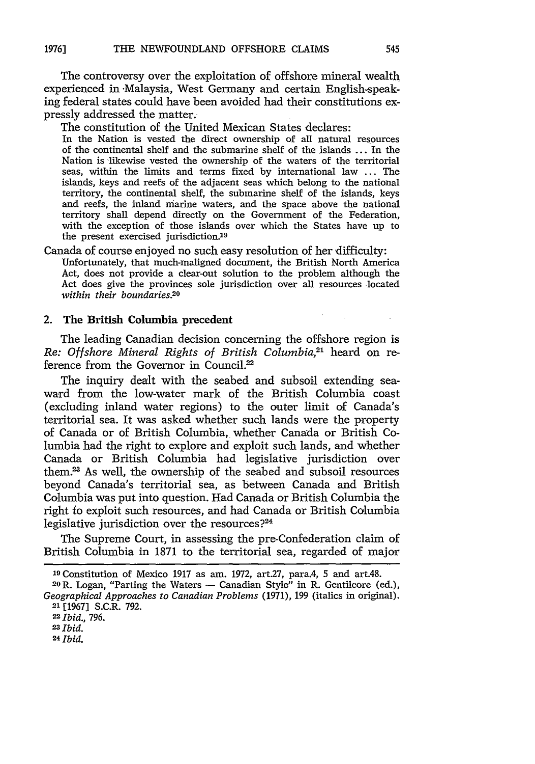The controversy over the exploitation of offshore mineral wealth experienced in Malaysia, West Germany and certain English-speaking federal states could have been avoided had their constitutions expressly addressed the matter.

The constitution of the United Mexican States declares:

> In the Nation is vested the direct ownership of all natural resources of the continental shelf and the submarine shelf of the islands ... In the Nation is likewise vested the ownership of the waters of the territorial seas, within the limits and terms fixed by international law ... The islands, keys and reefs of the adjacent seas which belong to the national territory, the continental shelf, the submarine shelf of the islands, keys and reefs, the inland marine waters, and the space above the national territory shall depend directly on the Government of the Federation, with the exception of those islands over which the States have up to the present exercised jurisdiction.[19]

Canada of course enjoyed no such easy resolution of her difficulty:

> Unfortunately, that much-maligned document, the British North America Act, does not provide a clear-out solution to the problem although the Act does give the provinces sole jurisdiction over all resources located *within their boundaries*.[20]

### 2. The British Columbia precedent

The leading Canadian decision concerning the offshore region is *Re: Offshore Mineral Rights of British Columbia*,[21] heard on reference from the Governor in Council.[22]

The inquiry dealt with the seabed and subsoil extending seaward from the low-water mark of the British Columbia coast (excluding inland water regions) to the outer limit of Canada's territorial sea. It was asked whether such lands were the property of Canada or of British Columbia, whether Canada or British Columbia had the right to explore and exploit such lands, and whether Canada or British Columbia had legislative jurisdiction over them.[23] As well, the ownership of the seabed and subsoil resources beyond Canada's territorial sea, as between Canada and British Columbia was put into question. Had Canada or British Columbia the right to exploit such resources, and had Canada or British Columbia legislative jurisdiction over the resources?[24]

The Supreme Court, in assessing the pre-Confederation claim of British Columbia in 1871 to the territorial sea, regarded of major

---

[19] Constitution of Mexico 1917 as am. 1972, art.27, para.4, 5 and art.48.

[20] R. Logan, "Parting the Waters — Canadian Style" in R. Gentilcore (ed.), *Geographical Approaches to Canadian Problems* (1971), 199 (italics in original).

[21] [1967] S.C.R. 792.

[22] *Ibid.*, 796.

[23] *Ibid.*

[24] *Ibid.*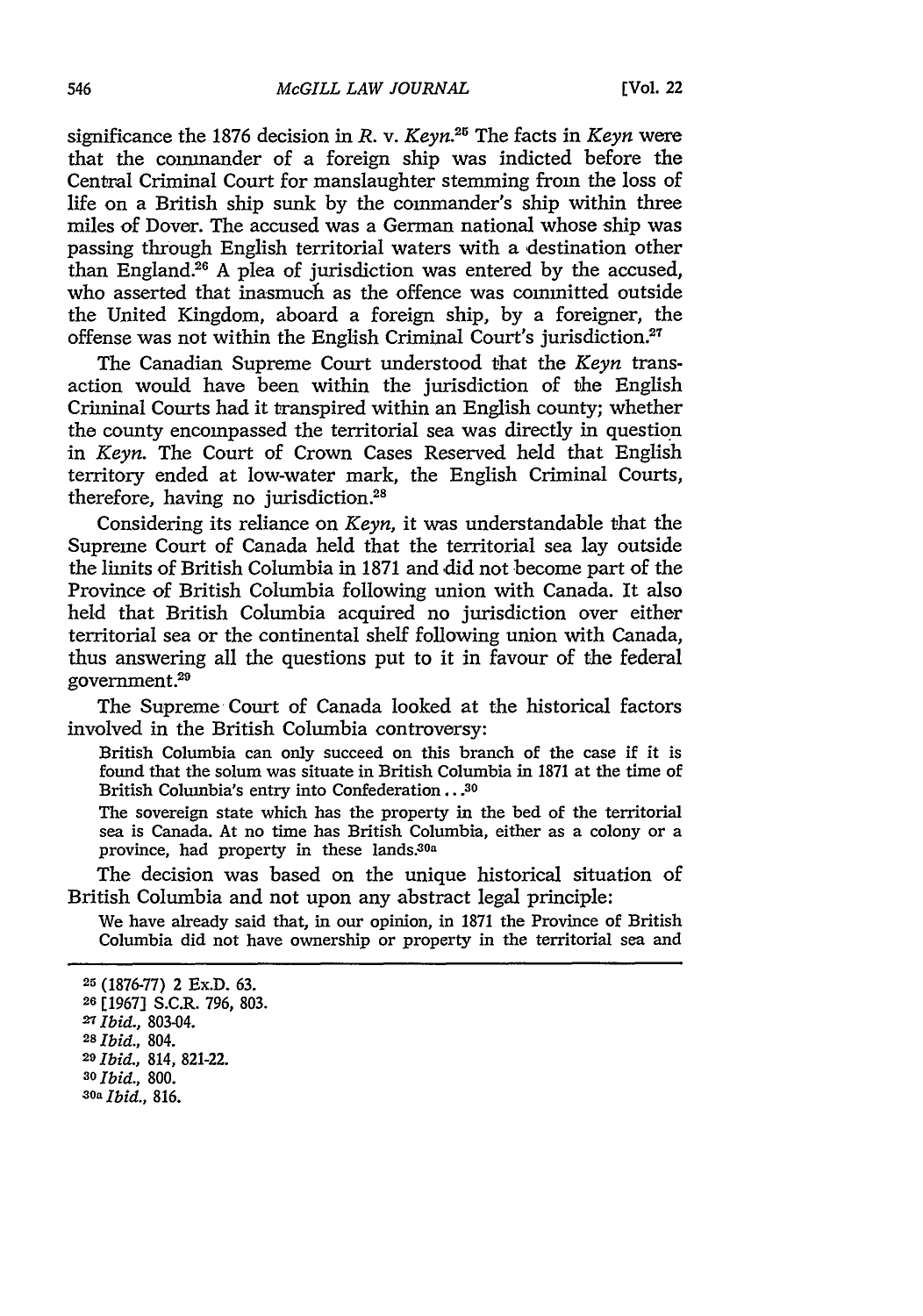significance the 1876 decision in *R. v. Keyn*.[25] The facts in *Keyn* were that the commander of a foreign ship was indicted before the Central Criminal Court for manslaughter stemming from the loss of life on a British ship sunk by the commander's ship within three miles of Dover. The accused was a German national whose ship was passing through English territorial waters with a destination other than England.[26] A plea of jurisdiction was entered by the accused, who asserted that inasmuch as the offence was committed outside the United Kingdom, aboard a foreign ship, by a foreigner, the offense was not within the English Criminal Court's jurisdiction.[27]

The Canadian Supreme Court understood that the *Keyn* transaction would have been within the jurisdiction of the English Criminal Courts had it transpired within an English county; whether the county encompassed the territorial sea was directly in question in *Keyn*. The Court of Crown Cases Reserved held that English territory ended at low-water mark, the English Criminal Courts, therefore, having no jurisdiction.[28]

Considering its reliance on *Keyn*, it was understandable that the Supreme Court of Canada held that the territorial sea lay outside the limits of British Columbia in 1871 and did not become part of the Province of British Columbia following union with Canada. It also held that British Columbia acquired no jurisdiction over either territorial sea or the continental shelf following union with Canada, thus answering all the questions put to it in favour of the federal government.[29]

The Supreme Court of Canada looked at the historical factors involved in the British Columbia controversy:

> British Columbia can only succeed on this branch of the case if it is found that the solum was situate in British Columbia in 1871 at the time of British Columbia's entry into Confederation...[30]
>
> The sovereign state which has the property in the bed of the territorial sea is Canada. At no time has British Columbia, either as a colony or a province, had property in these lands.[30a]

The decision was based on the unique historical situation of British Columbia and not upon any abstract legal principle:

> We have already said that, in our opinion, in 1871 the Province of British Columbia did not have ownership or property in the territorial sea and

---

[25] (1876-77) 2 Ex.D. 63.

[26] [1967] S.C.R. 796, 803.

[27] *Ibid.*, 803-04.

[28] *Ibid.*, 804.

[29] *Ibid.*, 814, 821-22.

[30] *Ibid.*, 800.

[30a] *Ibid.*, 816.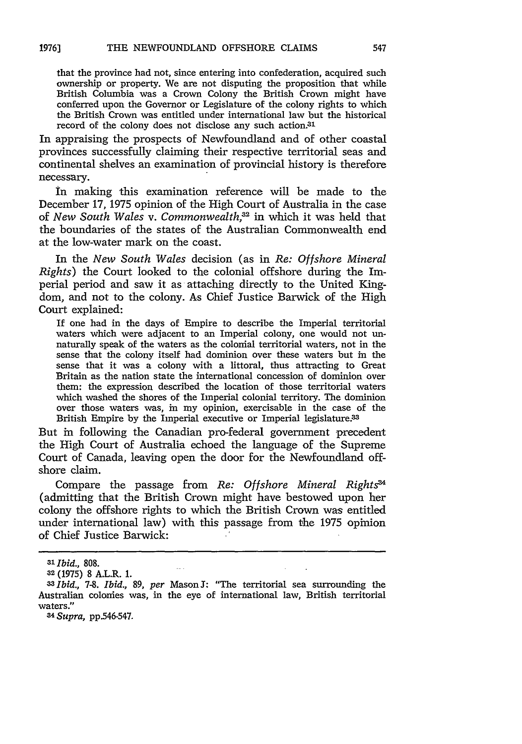that the province had not, since entering into confederation, acquired such ownership or property. We are not disputing the proposition that while British Columbia was a Crown Colony the British Crown might have conferred upon the Governor or Legislature of the colony rights to which the British Crown was entitled under international law but the historical record of the colony does not disclose any such action.[31]

In appraising the prospects of Newfoundland and of other coastal provinces successfully claiming their respective territorial seas and continental shelves an examination of provincial history is therefore necessary.

In making this examination reference will be made to the December 17, 1975 opinion of the High Court of Australia in the case of *New South Wales* v. *Commonwealth*,[32] in which it was held that the boundaries of the states of the Australian Commonwealth end at the low-water mark on the coast.

In the *New South Wales* decision (as in *Re: Offshore Mineral Rights*) the Court looked to the colonial offshore during the Imperial period and saw it as attaching directly to the United Kingdom, and not to the colony. As Chief Justice Barwick of the High Court explained:

> If one had in the days of Empire to describe the Imperial territorial waters which were adjacent to an Imperial colony, one would not unnaturally speak of the waters as the colonial territorial waters, not in the sense that the colony itself had dominion over these waters but in the sense that it was a colony with a littoral, thus attracting to Great Britain as the nation state the international concession of dominion over them: the expression described the location of those territorial waters which washed the shores of the Imperial colonial territory. The dominion over those waters was, in my opinion, exercisable in the case of the British Empire by the Imperial executive or Imperial legislature.[33]

But in following the Canadian pro-federal government precedent the High Court of Australia echoed the language of the Supreme Court of Canada, leaving open the door for the Newfoundland offshore claim.

Compare the passage from *Re: Offshore Mineral Rights*[34] (admitting that the British Crown might have bestowed upon her colony the offshore rights to which the British Crown was entitled under international law) with this passage from the 1975 opinion of Chief Justice Barwick:

---

[31] *Ibid.*, 808.

[32] (1975) 8 A.L.R. 1.

[33] *Ibid.*, 7-8. *Ibid.*, 89, *per* Mason J: "The territorial sea surrounding the Australian colonies was, in the eye of international law, British territorial waters."

[34] *Supra*, pp.546-547.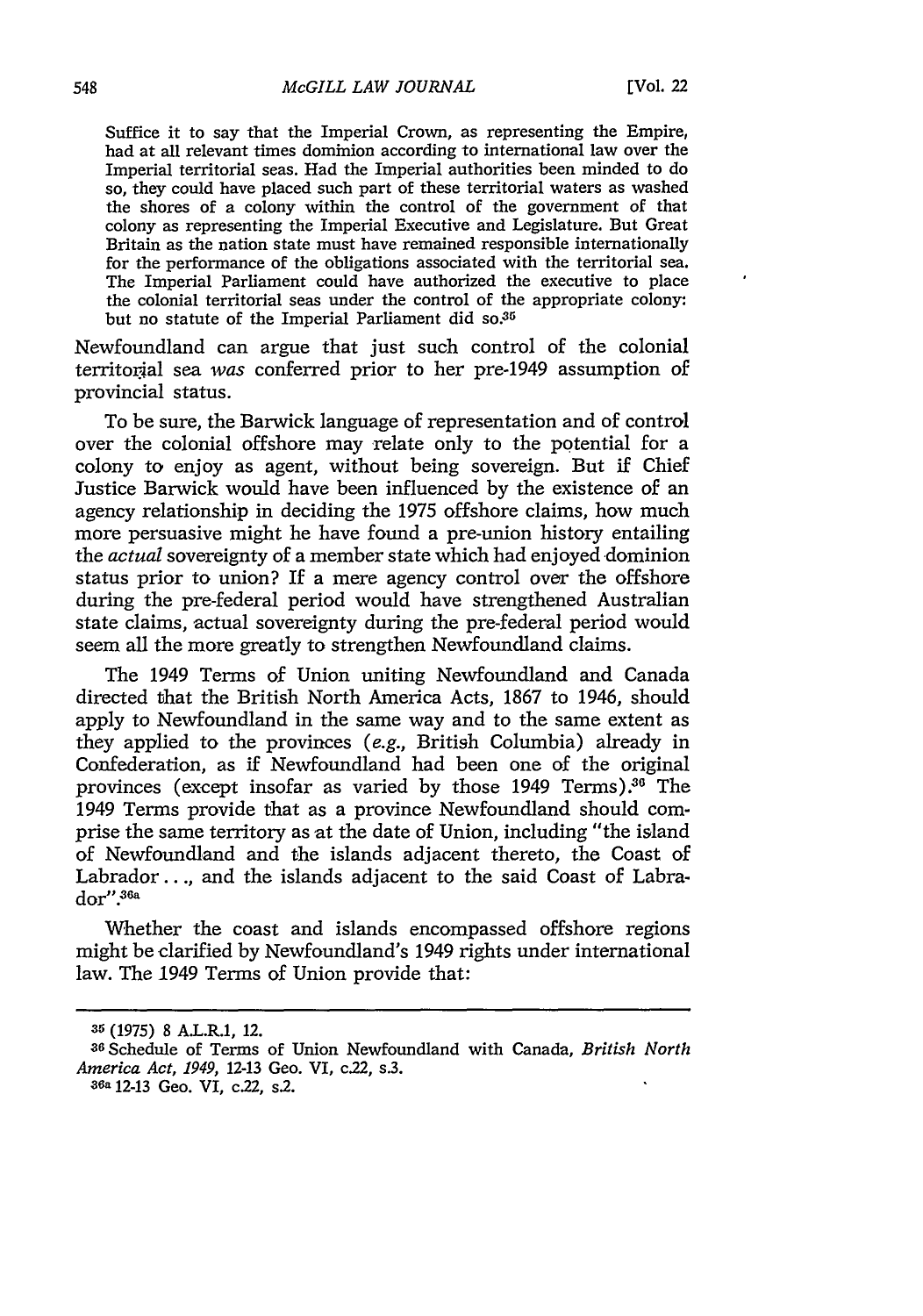> Suffice it to say that the Imperial Crown, as representing the Empire, had at all relevant times dominion according to international law over the Imperial territorial seas. Had the Imperial authorities been minded to do so, they could have placed such part of these territorial waters as washed the shores of a colony within the control of the government of that colony as representing the Imperial Executive and Legislature. But Great Britain as the nation state must have remained responsible internationally for the performance of the obligations associated with the territorial sea. The Imperial Parliament could have authorized the executive to place the colonial territorial seas under the control of the appropriate colony: but no statute of the Imperial Parliament did so.[35]

Newfoundland can argue that just such control of the colonial territorial sea *was* conferred prior to her pre-1949 assumption of provincial status.

To be sure, the Barwick language of representation and of control over the colonial offshore may relate only to the potential for a colony to enjoy as agent, without being sovereign. But if Chief Justice Barwick would have been influenced by the existence of an agency relationship in deciding the 1975 offshore claims, how much more persuasive might he have found a pre-union history entailing the *actual* sovereignty of a member state which had enjoyed dominion status prior to union? If a mere agency control over the offshore during the pre-federal period would have strengthened Australian state claims, actual sovereignty during the pre-federal period would seem all the more greatly to strengthen Newfoundland claims.

The 1949 Terms of Union uniting Newfoundland and Canada directed that the British North America Acts, 1867 to 1946, should apply to Newfoundland in the same way and to the same extent as they applied to the provinces (*e.g.*, British Columbia) already in Confederation, as if Newfoundland had been one of the original provinces (except insofar as varied by those 1949 Terms).[36] The 1949 Terms provide that as a province Newfoundland should comprise the same territory as at the date of Union, including "the island of Newfoundland and the islands adjacent thereto, the Coast of Labrador. . ., and the islands adjacent to the said Coast of Labrador".[36a]

Whether the coast and islands encompassed offshore regions might be clarified by Newfoundland's 1949 rights under international law. The 1949 Terms of Union provide that:

---

[35] (1975) 8 A.L.R.1, 12.

[36] Schedule of Terms of Union Newfoundland with Canada, *British North America Act, 1949*, 12-13 Geo. VI, c.22, s.3.

[36a] 12-13 Geo. VI, c.22, s.2.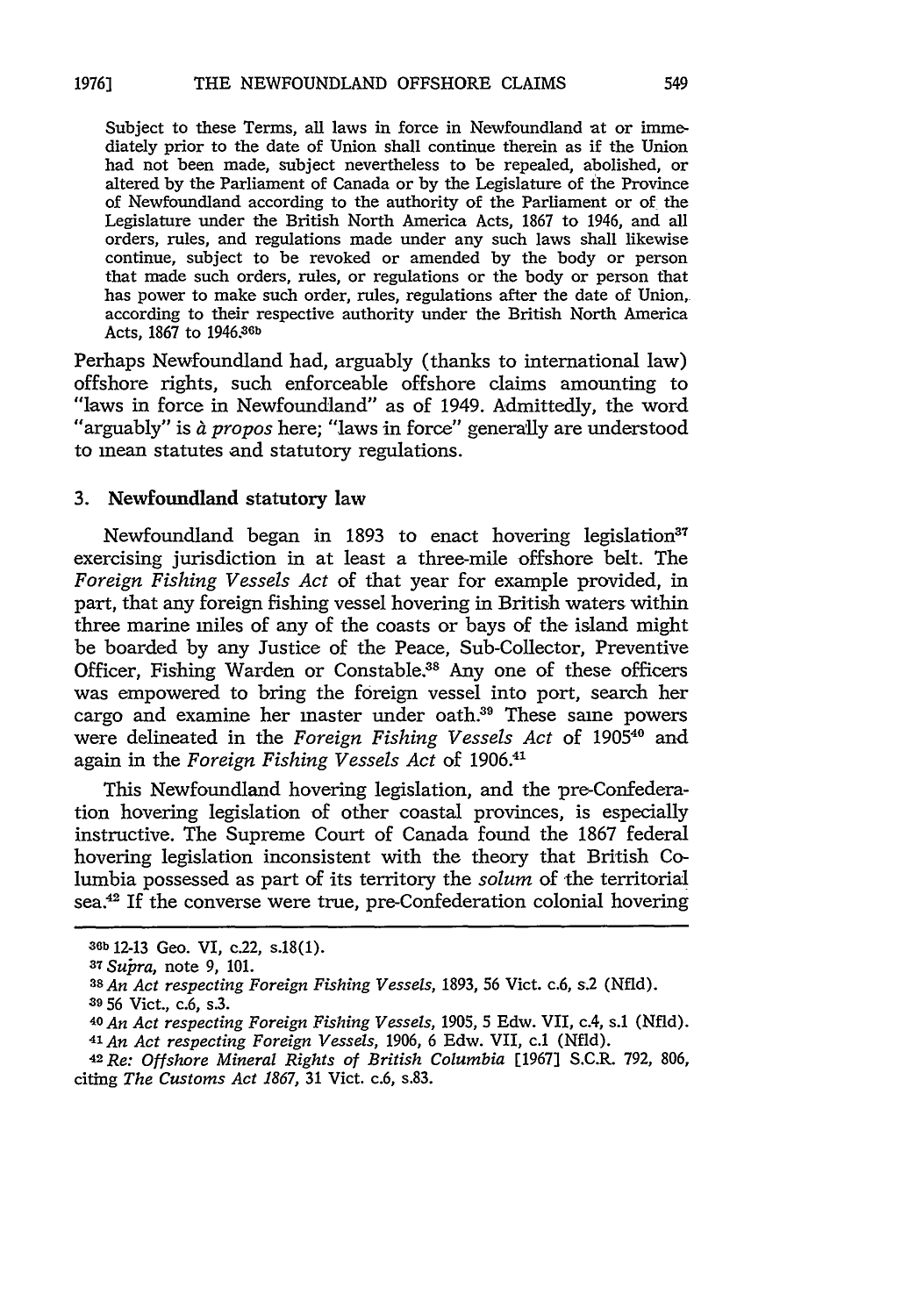> Subject to these Terms, all laws in force in Newfoundland at or immediately prior to the date of Union shall continue therein as if the Union had not been made, subject nevertheless to be repealed, abolished, or altered by the Parliament of Canada or by the Legislature of the Province of Newfoundland according to the authority of the Parliament or of the Legislature under the British North America Acts, 1867 to 1946, and all orders, rules, and regulations made under any such laws shall likewise continue, subject to be revoked or amended by the body or person that made such orders, rules, or regulations or the body or person that has power to make such order, rules, regulations after the date of Union, according to their respective authority under the British North America Acts, 1867 to 1946.[36b]

Perhaps Newfoundland had, arguably (thanks to international law) offshore rights, such enforceable offshore claims amounting to "laws in force in Newfoundland" as of 1949. Admittedly, the word "arguably" is *à propos* here; "laws in force" generally are understood to mean statutes and statutory regulations.

### 3. Newfoundland statutory law

Newfoundland began in 1893 to enact hovering legislation[37] exercising jurisdiction in at least a three-mile offshore belt. The *Foreign Fishing Vessels Act* of that year for example provided, in part, that any foreign fishing vessel hovering in British waters within three marine miles of any of the coasts or bays of the island might be boarded by any Justice of the Peace, Sub-Collector, Preventive Officer, Fishing Warden or Constable.[38] Any one of these officers was empowered to bring the foreign vessel into port, search her cargo and examine her master under oath.[39] These same powers were delineated in the *Foreign Fishing Vessels Act* of 1905[40] and again in the *Foreign Fishing Vessels Act* of 1906.[41]

This Newfoundland hovering legislation, and the pre-Confederation hovering legislation of other coastal provinces, is especially instructive. The Supreme Court of Canada found the 1867 federal hovering legislation inconsistent with the theory that British Columbia possessed as part of its territory the *solum* of the territorial sea.[42] If the converse were true, pre-Confederation colonial hovering

---

[36b] 12-13 Geo. VI, c.22, s.18(1).

[37] *Supra*, note 9, 101.

[38] *An Act respecting Foreign Fishing Vessels*, 1893, 56 Vict. c.6, s.2 (Nfld).

[39] 56 Vict., c.6, s.3.

[40] *An Act respecting Foreign Fishing Vessels*, 1905, 5 Edw. VII, c.4, s.1 (Nfld).

[41] *An Act respecting Foreign Vessels*, 1906, 6 Edw. VII, c.1 (Nfld).

[42] *Re: Offshore Mineral Rights of British Columbia* [1967] S.C.R. 792, 806, citing *The Customs Act 1867*, 31 Vict. c.6, s.83.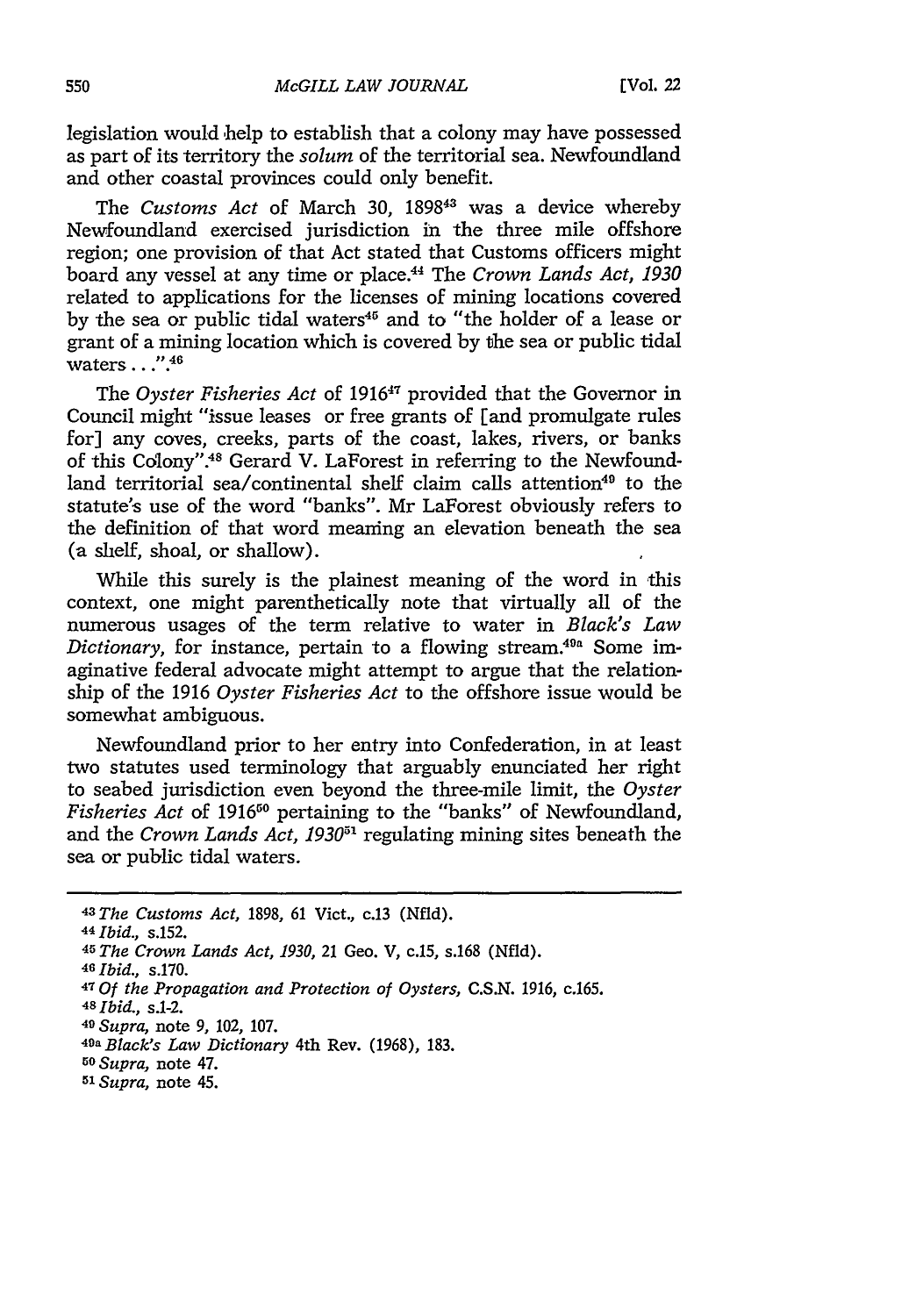legislation would help to establish that a colony may have possessed as part of its territory the *solum* of the territorial sea. Newfoundland and other coastal provinces could only benefit.

The *Customs Act* of March 30, 1898[43] was a device whereby Newfoundland exercised jurisdiction in the three mile offshore region; one provision of that Act stated that Customs officers might board any vessel at any time or place.[44] The *Crown Lands Act, 1930* related to applications for the licenses of mining locations covered by the sea or public tidal waters[45] and to "the holder of a lease or grant of a mining location which is covered by the sea or public tidal waters ...".[46]

The *Oyster Fisheries Act* of 1916[47] provided that the Governor in Council might "issue leases or free grants of [and promulgate rules for] any coves, creeks, parts of the coast, lakes, rivers, or banks of this Colony".[48] Gerard V. LaForest in referring to the Newfoundland territorial sea/continental shelf claim calls attention[49] to the statute's use of the word "banks". Mr LaForest obviously refers to the definition of that word meaning an elevation beneath the sea (a shelf, shoal, or shallow).

While this surely is the plainest meaning of the word in this context, one might parenthetically note that virtually all of the numerous usages of the term relative to water in *Black's Law Dictionary*, for instance, pertain to a flowing stream.[49a] Some imaginative federal advocate might attempt to argue that the relationship of the 1916 *Oyster Fisheries Act* to the offshore issue would be somewhat ambiguous.

Newfoundland prior to her entry into Confederation, in at least two statutes used terminology that arguably enunciated her right to seabed jurisdiction even beyond the three-mile limit, the *Oyster Fisheries Act* of 1916[50] pertaining to the "banks" of Newfoundland, and the *Crown Lands Act, 1930*[51] regulating mining sites beneath the sea or public tidal waters.

---

[43] *The Customs Act*, 1898, 61 Vict., c.13 (Nfld).

[44] *Ibid.*, s.152.

[45] *The Crown Lands Act, 1930*, 21 Geo. V, c.15, s.168 (Nfld).

[46] *Ibid.*, s.170.

[47] *Of the Propagation and Protection of Oysters*, C.S.N. 1916, c.165.

[48] *Ibid.*, s.1-2.

[49] *Supra*, note 9, 102, 107.

[49a] *Black's Law Dictionary* 4th Rev. (1968), 183.

[50] *Supra*, note 47.

[51] *Supra*, note 45.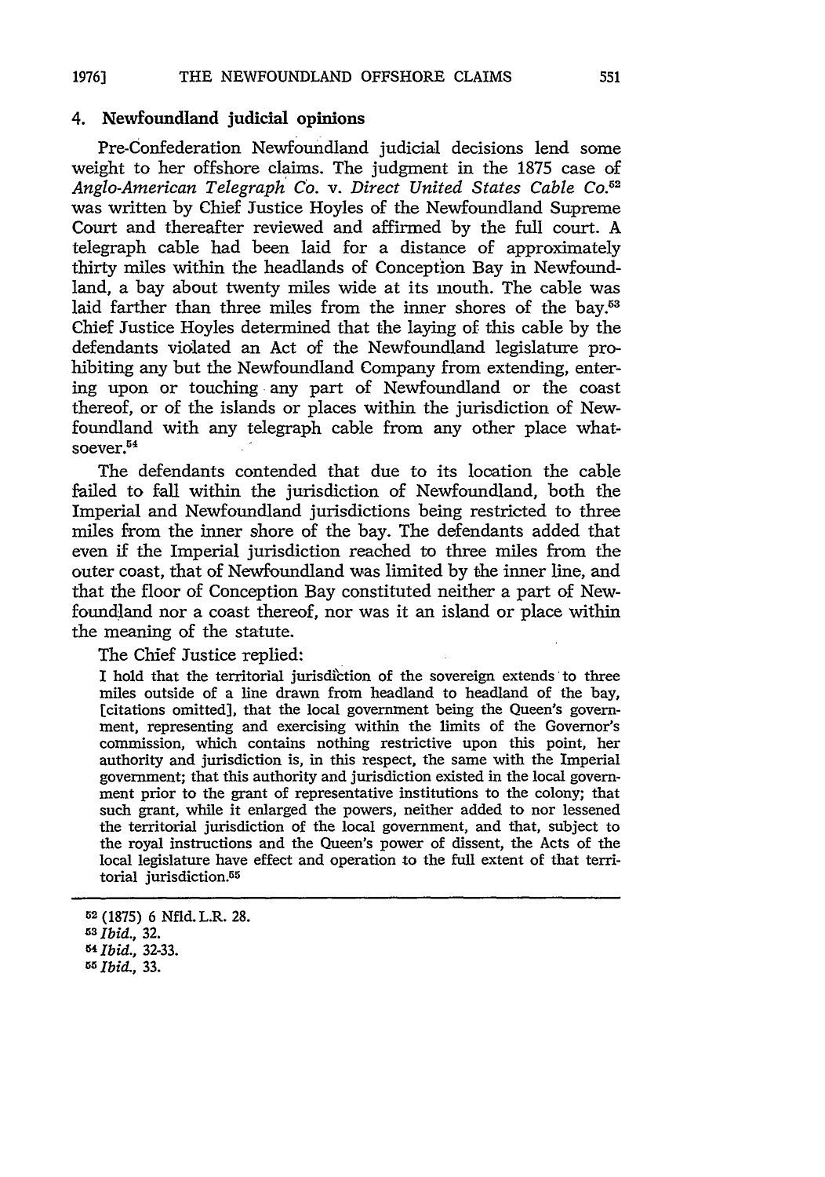### 4. Newfoundland judicial opinions

Pre-Confederation Newfoundland judicial decisions lend some weight to her offshore claims. The judgment in the 1875 case of *Anglo-American Telegraph Co.* v. *Direct United States Cable Co.*[52] was written by Chief Justice Hoyles of the Newfoundland Supreme Court and thereafter reviewed and affirmed by the full court. A telegraph cable had been laid for a distance of approximately thirty miles within the headlands of Conception Bay in Newfoundland, a bay about twenty miles wide at its mouth. The cable was laid farther than three miles from the inner shores of the bay.[53] Chief Justice Hoyles determined that the laying of this cable by the defendants violated an Act of the Newfoundland legislature prohibiting any but the Newfoundland Company from extending, entering upon or touching any part of Newfoundland or the coast thereof, or of the islands or places within the jurisdiction of Newfoundland with any telegraph cable from any other place whatsoever.[54]

The defendants contended that due to its location the cable failed to fall within the jurisdiction of Newfoundland, both the Imperial and Newfoundland jurisdictions being restricted to three miles from the inner shore of the bay. The defendants added that even if the Imperial jurisdiction reached to three miles from the outer coast, that of Newfoundland was limited by the inner line, and that the floor of Conception Bay constituted neither a part of Newfoundland nor a coast thereof, nor was it an island or place within the meaning of the statute.

The Chief Justice replied:

> I hold that the territorial jurisdiction of the sovereign extends to three miles outside of a line drawn from headland to headland of the bay, [citations omitted], that the local government being the Queen's government, representing and exercising within the limits of the Governor's commission, which contains nothing restrictive upon this point, her authority and jurisdiction is, in this respect, the same with the Imperial government; that this authority and jurisdiction existed in the local government prior to the grant of representative institutions to the colony; that such grant, while it enlarged the powers, neither added to nor lessened the territorial jurisdiction of the local government, and that, subject to the royal instructions and the Queen's power of dissent, the Acts of the local legislature have effect and operation to the full extent of that territorial jurisdiction.[55]

---

[52] (1875) 6 Nfld. L.R. 28.

[53] *Ibid.*, 32.

[54] *Ibid.*, 32-33.

[55] *Ibid.*, 33.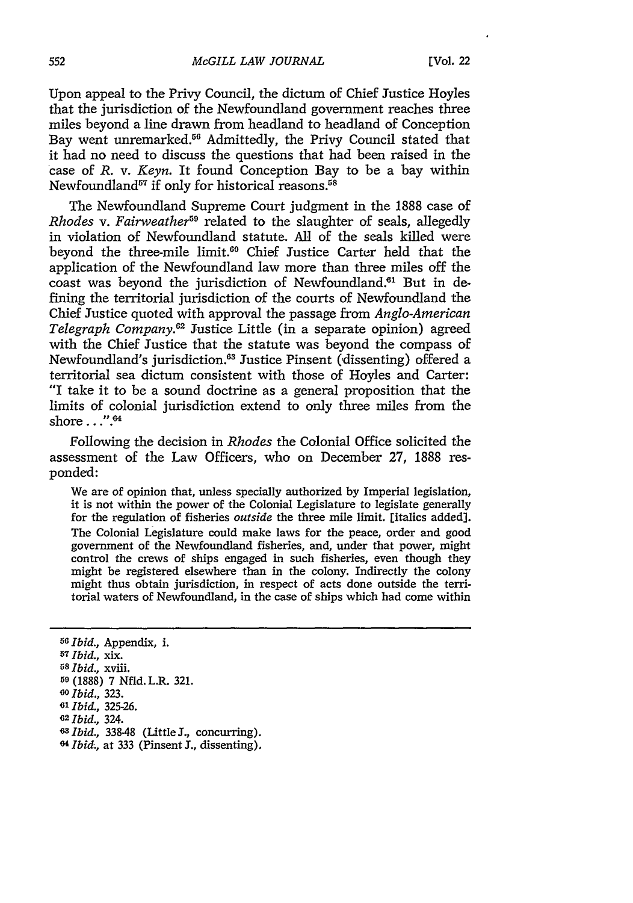Upon appeal to the Privy Council, the dictum of Chief Justice Hoyles that the jurisdiction of the Newfoundland government reaches three miles beyond a line drawn from headland to headland of Conception Bay went unremarked.[56] Admittedly, the Privy Council stated that it had no need to discuss the questions that had been raised in the case of *R.* v. *Keyn*. It found Conception Bay to be a bay within Newfoundland[57] if only for historical reasons.[58]

The Newfoundland Supreme Court judgment in the 1888 case of *Rhodes* v. *Fairweather*[59] related to the slaughter of seals, allegedly in violation of Newfoundland statute. All of the seals killed were beyond the three-mile limit.[60] Chief Justice Carter held that the application of the Newfoundland law more than three miles off the coast was beyond the jurisdiction of Newfoundland.[61] But in defining the territorial jurisdiction of the courts of Newfoundland the Chief Justice quoted with approval the passage from *Anglo-American Telegraph Company*.[62] Justice Little (in a separate opinion) agreed with the Chief Justice that the statute was beyond the compass of Newfoundland's jurisdiction.[63] Justice Pinsent (dissenting) offered a territorial sea dictum consistent with those of Hoyles and Carter: "I take it to be a sound doctrine as a general proposition that the limits of colonial jurisdiction extend to only three miles from the shore . . .".[64]

Following the decision in *Rhodes* the Colonial Office solicited the assessment of the Law Officers, who on December 27, 1888 responded:

> We are of opinion that, unless specially authorized by Imperial legislation, it is not within the power of the Colonial Legislature to legislate generally for the regulation of fisheries *outside* the three mile limit. [italics added]. The Colonial Legislature could make laws for the peace, order and good government of the Newfoundland fisheries, and, under that power, might control the crews of ships engaged in such fisheries, even though they might be registered elsewhere than in the colony. Indirectly the colony might thus obtain jurisdiction, in respect of acts done outside the territorial waters of Newfoundland, in the case of ships which had come within

---

[56] *Ibid.*, Appendix, i.

[57] *Ibid.*, xix.

[58] *Ibid.*, xviii.

[59] (1888) 7 Nfld. L.R. 321.

[60] *Ibid.*, 323.

[61] *Ibid.*, 325-26.

[62] *Ibid.*, 324.

[63] *Ibid.*, 338-48 (Little J., concurring).

[64] *Ibid.*, at 333 (Pinsent J., dissenting).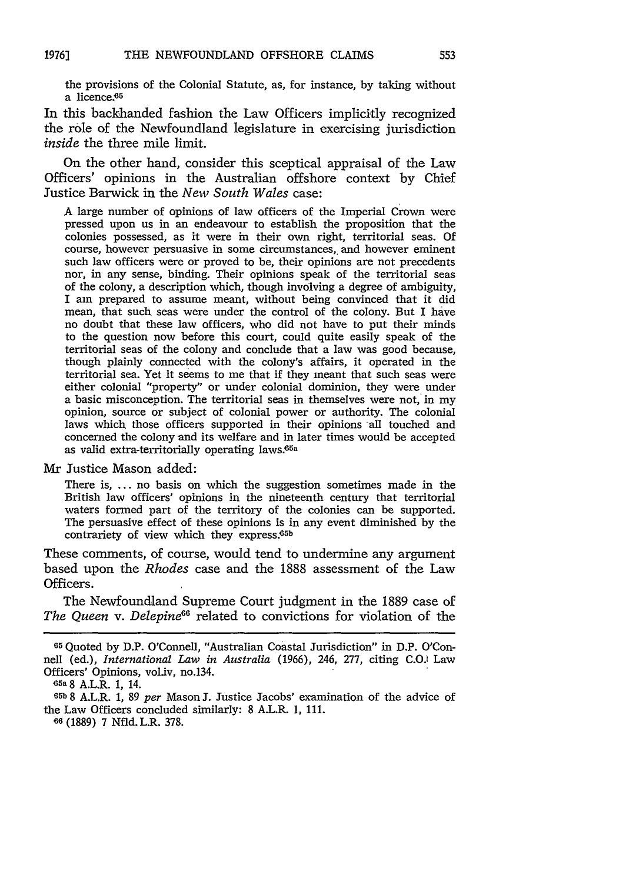the provisions of the Colonial Statute, as, for instance, by taking without a licence.[65]

In this backhanded fashion the Law Officers implicitly recognized the rôle of the Newfoundland legislature in exercising jurisdiction *inside* the three mile limit.

On the other hand, consider this sceptical appraisal of the Law Officers' opinions in the Australian offshore context by Chief Justice Barwick in the *New South Wales* case:

> A large number of opinions of law officers of the Imperial Crown were pressed upon us in an endeavour to establish the proposition that the colonies possessed, as it were in their own right, territorial seas. Of course, however persuasive in some circumstances, and however eminent such law officers were or proved to be, their opinions are not precedents nor, in any sense, binding. Their opinions speak of the territorial seas of the colony, a description which, though involving a degree of ambiguity, I am prepared to assume meant, without being convinced that it did mean, that such seas were under the control of the colony. But I have no doubt that these law officers, who did not have to put their minds to the question now before this court, could quite easily speak of the territorial seas of the colony and conclude that a law was good because, though plainly connected with the colony's affairs, it operated in the territorial sea. Yet it seems to me that if they meant that such seas were either colonial "property" or under colonial dominion, they were under a basic misconception. The territorial seas in themselves were not, in my opinion, source or subject of colonial power or authority. The colonial laws which those officers supported in their opinions all touched and concerned the colony and its welfare and in later times would be accepted as valid extra-territorially operating laws.[65a]

Mr Justice Mason added:

> There is, ... no basis on which the suggestion sometimes made in the British law officers' opinions in the nineteenth century that territorial waters formed part of the territory of the colonies can be supported. The persuasive effect of these opinions is in any event diminished by the contrariety of view which they express.[65b]

These comments, of course, would tend to undermine any argument based upon the *Rhodes* case and the 1888 assessment of the Law Officers.

The Newfoundland Supreme Court judgment in the 1889 case of *The Queen* v. *Delepine*[66] related to convictions for violation of the

---

[65] Quoted by D.P. O'Connell, "Australian Coastal Jurisdiction" in D.P. O'Connell (ed.), *International Law in Australia* (1966), 246, 277, citing C.O. Law Officers' Opinions, vol.iv, no.134.

[65a] 8 A.L.R. 1, 14.

[65b] 8 A.L.R. 1, 89 *per* Mason J. Justice Jacobs' examination of the advice of the Law Officers concluded similarly: 8 A.L.R. 1, 111.

[66] (1889) 7 Nfld. L.R. 378.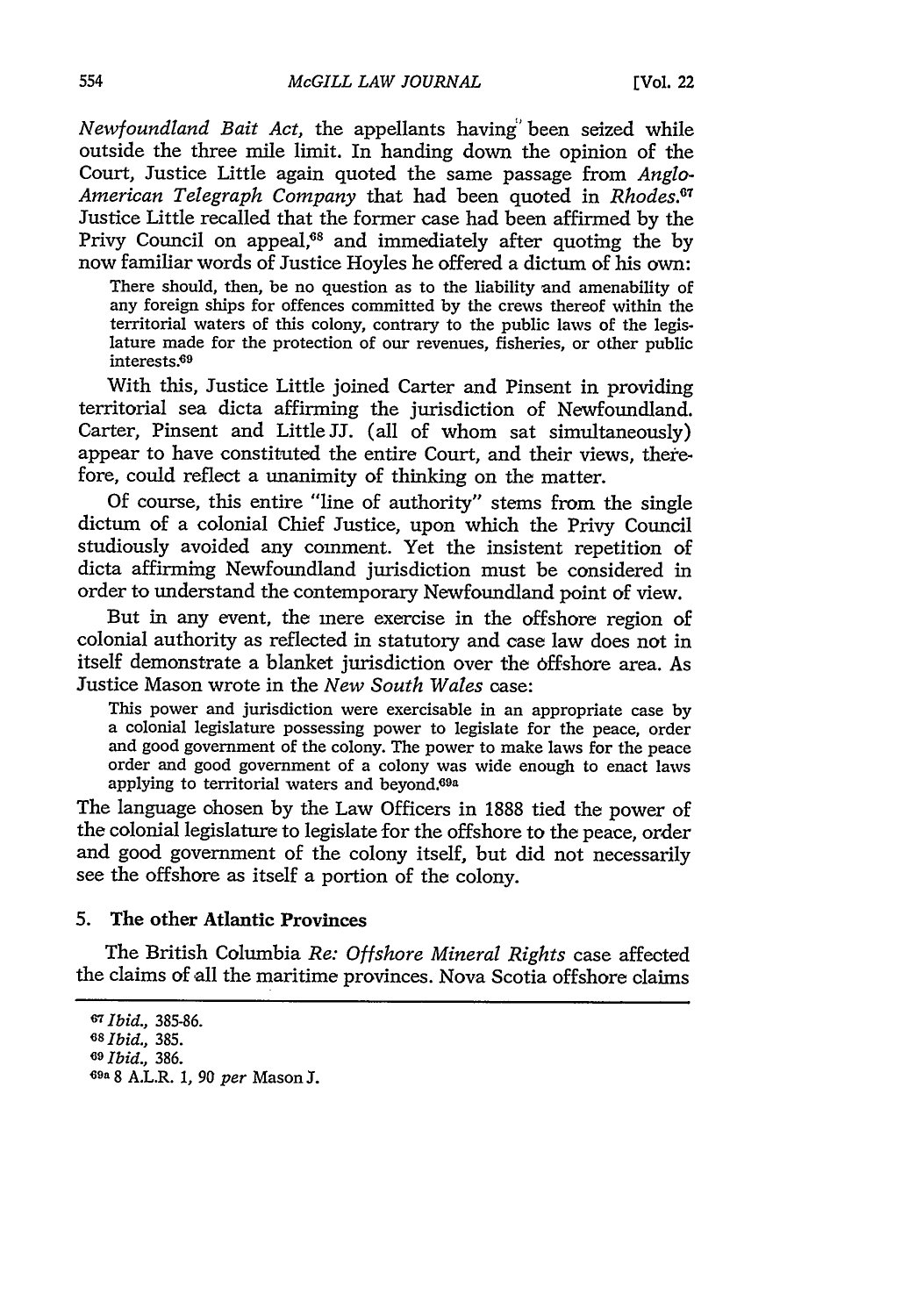*Newfoundland Bait Act*, the appellants having been seized while outside the three mile limit. In handing down the opinion of the Court, Justice Little again quoted the same passage from *Anglo-American Telegraph Company* that had been quoted in *Rhodes*.[67] Justice Little recalled that the former case had been affirmed by the Privy Council on appeal,[68] and immediately after quoting the by now familiar words of Justice Hoyles he offered a dictum of his own:

> There should, then, be no question as to the liability and amenability of any foreign ships for offences committed by the crews thereof within the territorial waters of this colony, contrary to the public laws of the legislature made for the protection of our revenues, fisheries, or other public interests.[69]

With this, Justice Little joined Carter and Pinsent in providing territorial sea dicta affirming the jurisdiction of Newfoundland. Carter, Pinsent and Little JJ. (all of whom sat simultaneously) appear to have constituted the entire Court, and their views, therefore, could reflect a unanimity of thinking on the matter.

Of course, this entire "line of authority" stems from the single dictum of a colonial Chief Justice, upon which the Privy Council studiously avoided any comment. Yet the insistent repetition of dicta affirming Newfoundland jurisdiction must be considered in order to understand the contemporary Newfoundland point of view.

But in any event, the mere exercise in the offshore region of colonial authority as reflected in statutory and case law does not in itself demonstrate a blanket jurisdiction over the offshore area. As Justice Mason wrote in the *New South Wales* case:

> This power and jurisdiction were exercisable in an appropriate case by a colonial legislature possessing power to legislate for the peace, order and good government of the colony. The power to make laws for the peace order and good government of a colony was wide enough to enact laws applying to territorial waters and beyond.[69a]

The language chosen by the Law Officers in 1888 tied the power of the colonial legislature to legislate for the offshore to the peace, order and good government of the colony itself, but did not necessarily see the offshore as itself a portion of the colony.

### 5. The other Atlantic Provinces

The British Columbia *Re: Offshore Mineral Rights* case affected the claims of all the maritime provinces. Nova Scotia offshore claims

---

[67] *Ibid.*, 385-86.

[68] *Ibid.*, 385.

[69] *Ibid.*, 386.

[69a] 8 A.L.R. 1, 90 *per* Mason J.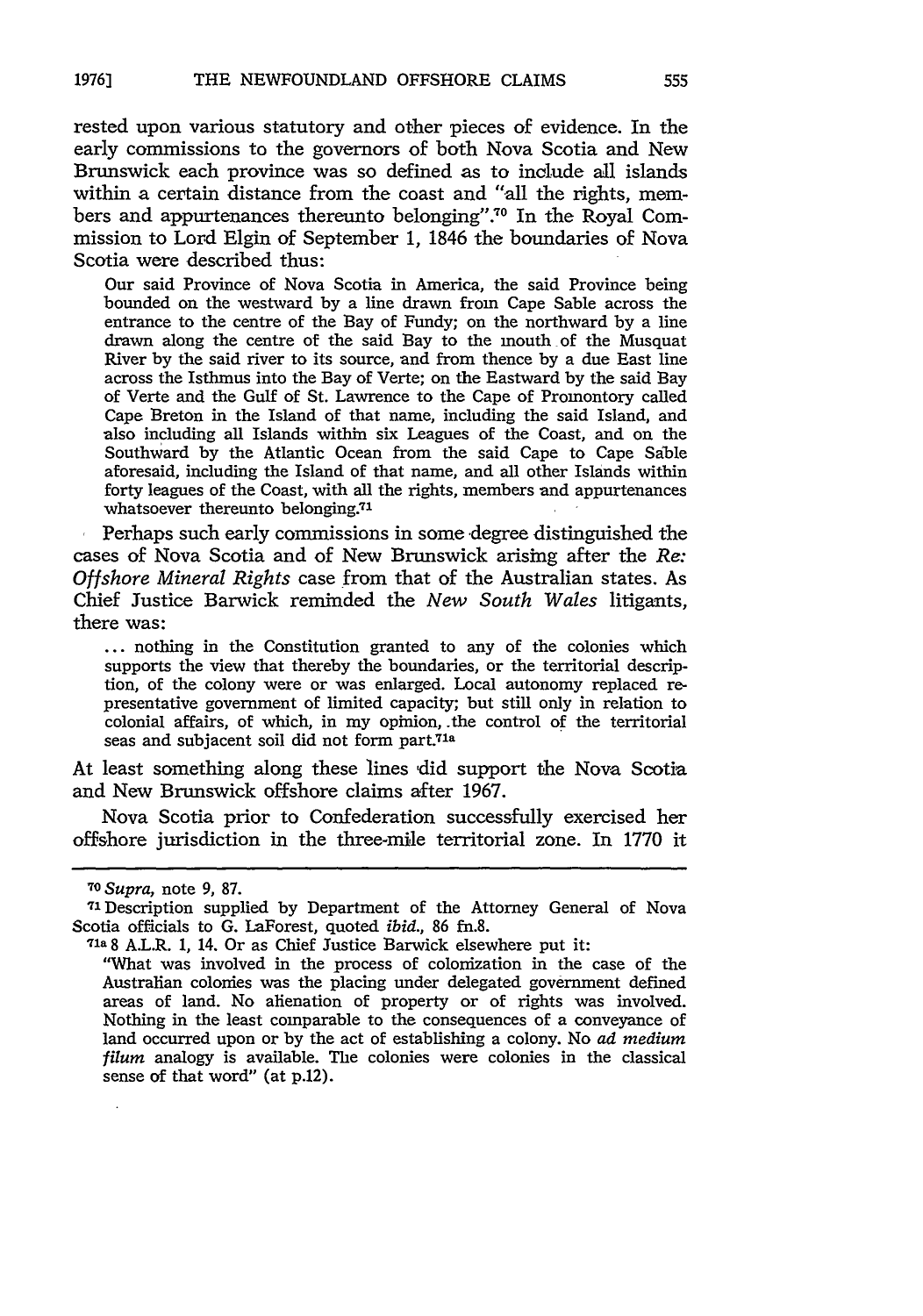rested upon various statutory and other pieces of evidence. In the early commissions to the governors of both Nova Scotia and New Brunswick each province was so defined as to include all islands within a certain distance from the coast and "all the rights, members and appurtenances thereunto belonging".[70] In the Royal Commission to Lord Elgin of September 1, 1846 the boundaries of Nova Scotia were described thus:

> Our said Province of Nova Scotia in America, the said Province being bounded on the westward by a line drawn from Cape Sable across the entrance to the centre of the Bay of Fundy; on the northward by a line drawn along the centre of the said Bay to the mouth of the Musquat River by the said river to its source, and from thence by a due East line across the Isthmus into the Bay of Verte; on the Eastward by the said Bay of Verte and the Gulf of St. Lawrence to the Cape of Promontory called Cape Breton in the Island of that name, including the said Island, and also including all Islands within six Leagues of the Coast, and on the Southward by the Atlantic Ocean from the said Cape to Cape Sable aforesaid, including the Island of that name, and all other Islands within forty leagues of the Coast, with all the rights, members and appurtenances whatsoever thereunto belonging.[71]

Perhaps such early commissions in some degree distinguished the cases of Nova Scotia and of New Brunswick arising after the *Re: Offshore Mineral Rights* case from that of the Australian states. As Chief Justice Barwick reminded the *New South Wales* litigants, there was:

> ... nothing in the Constitution granted to any of the colonies which supports the view that thereby the boundaries, or the territorial description, of the colony were or was enlarged. Local autonomy replaced representative government of limited capacity; but still only in relation to colonial affairs, of which, in my opinion, the control of the territorial seas and subjacent soil did not form part.[71a]

At least something along these lines did support the Nova Scotia and New Brunswick offshore claims after 1967.

Nova Scotia prior to Confederation successfully exercised her offshore jurisdiction in the three-mile territorial zone. In 1770 it

---

[70] *Supra*, note 9, 87.

[71] Description supplied by Department of the Attorney General of Nova Scotia officials to G. LaForest, quoted *ibid.*, 86 fn.8.

[71a] 8 A.L.R. 1, 14. Or as Chief Justice Barwick elsewhere put it:

"What was involved in the process of colonization in the case of the Australian colonies was the placing under delegated government defined areas of land. No alienation of property or of rights was involved. Nothing in the least comparable to the consequences of a conveyance of land occurred upon or by the act of establishing a colony. No *ad medium filum* analogy is available. The colonies were colonies in the classical sense of that word" (at p.12).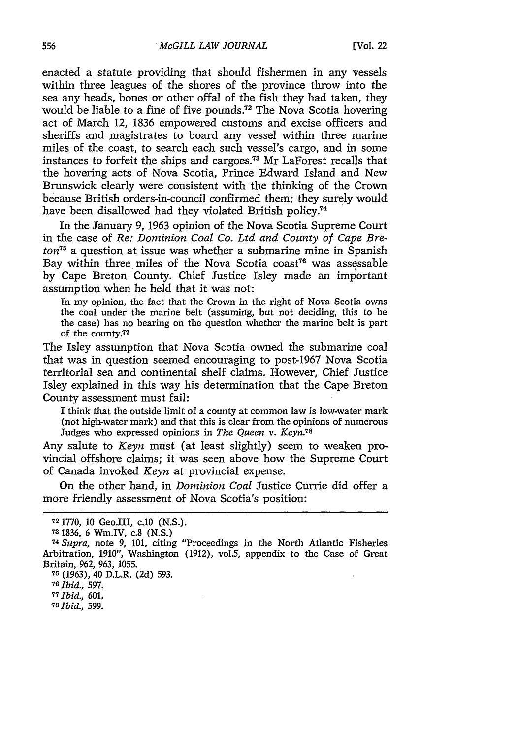enacted a statute providing that should fishermen in any vessels within three leagues of the shores of the province throw into the sea any heads, bones or other offal of the fish they had taken, they would be liable to a fine of five pounds.[72] The Nova Scotia hovering act of March 12, 1836 empowered customs and excise officers and sheriffs and magistrates to board any vessel within three marine miles of the coast, to search each such vessel's cargo, and in some instances to forfeit the ships and cargoes.[73] Mr LaForest recalls that the hovering acts of Nova Scotia, Prince Edward Island and New Brunswick clearly were consistent with the thinking of the Crown because British orders-in-council confirmed them; they surely would have been disallowed had they violated British policy.[74]

In the January 9, 1963 opinion of the Nova Scotia Supreme Court in the case of *Re: Dominion Coal Co. Ltd and County of Cape Breton*[75] a question at issue was whether a submarine mine in Spanish Bay within three miles of the Nova Scotia coast[76] was assessable by Cape Breton County. Chief Justice Isley made an important assumption when he held that it was not:

> In my opinion, the fact that the Crown in the right of Nova Scotia owns the coal under the marine belt (assuming, but not deciding, this to be the case) has no bearing on the question whether the marine belt is part of the county.[77]

The Isley assumption that Nova Scotia owned the submarine coal that was in question seemed encouraging to post-1967 Nova Scotia territorial sea and continental shelf claims. However, Chief Justice Isley explained in this way his determination that the Cape Breton County assessment must fail:

> I think that the outside limit of a county at common law is low-water mark (not high-water mark) and that this is clear from the opinions of numerous Judges who expressed opinions in *The Queen v. Keyn*.[78]

Any salute to *Keyn* must (at least slightly) seem to weaken provincial offshore claims; it was seen above how the Supreme Court of Canada invoked *Keyn* at provincial expense.

On the other hand, in *Dominion Coal* Justice Currie did offer a more friendly assessment of Nova Scotia's position:

---

[72] 1770, 10 Geo.III, c.10 (N.S.).

[73] 1836, 6 Wm.IV, c.8 (N.S.)

[74] *Supra*, note 9, 101, citing "Proceedings in the North Atlantic Fisheries Arbitration, 1910", Washington (1912), vol.5, appendix to the Case of Great Britain, 962, 963, 1055.

[75] (1963), 40 D.L.R. (2d) 593.

[76] *Ibid.*, 597.

[77] *Ibid.*, 601.

[78] *Ibid.*, 599.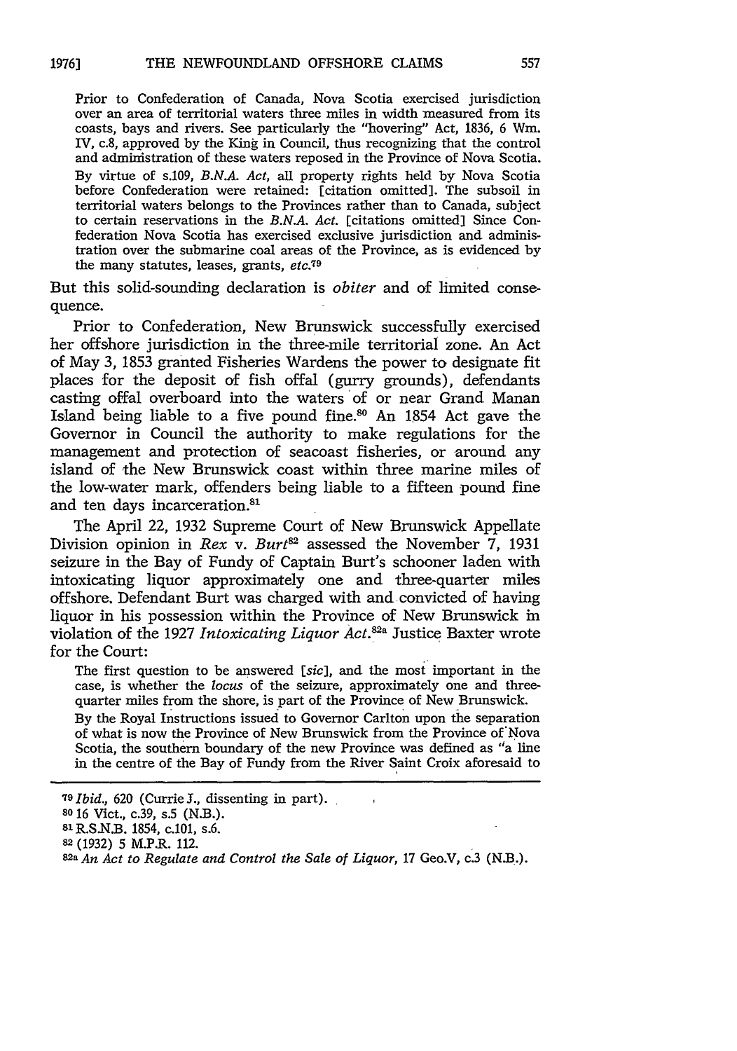> Prior to Confederation of Canada, Nova Scotia exercised jurisdiction over an area of territorial waters three miles in width measured from its coasts, bays and rivers. See particularly the "hovering" Act, 1836, 6 Wm. IV, c.8, approved by the King in Council, thus recognizing that the control and administration of these waters reposed in the Province of Nova Scotia.
>
> By virtue of s.109, *B.N.A. Act*, all property rights held by Nova Scotia before Confederation were retained: [citation omitted]. The subsoil in territorial waters belongs to the Provinces rather than to Canada, subject to certain reservations in the *B.N.A. Act*. [citations omitted] Since Confederation Nova Scotia has exercised exclusive jurisdiction and administration over the submarine coal areas of the Province, as is evidenced by the many statutes, leases, grants, *etc.*[79]

But this solid-sounding declaration is *obiter* and of limited consequence.

Prior to Confederation, New Brunswick successfully exercised her offshore jurisdiction in the three-mile territorial zone. An Act of May 3, 1853 granted Fisheries Wardens the power to designate fit places for the deposit of fish offal (gurry grounds), defendants casting offal overboard into the waters of or near Grand Manan Island being liable to a five pound fine.[80] An 1854 Act gave the Governor in Council the authority to make regulations for the management and protection of seacoast fisheries, or around any island of the New Brunswick coast within three marine miles of the low-water mark, offenders being liable to a fifteen pound fine and ten days incarceration.[81]

The April 22, 1932 Supreme Court of New Brunswick Appellate Division opinion in *Rex* v. *Burt*[82] assessed the November 7, 1931 seizure in the Bay of Fundy of Captain Burt's schooner laden with intoxicating liquor approximately one and three-quarter miles offshore. Defendant Burt was charged with and convicted of having liquor in his possession within the Province of New Brunswick in violation of the 1927 *Intoxicating Liquor Act*.[82a] Justice Baxter wrote for the Court:

> The first question to be answered [*sic*], and the most important in the case, is whether the *locus* of the seizure, approximately one and three-quarter miles from the shore, is part of the Province of New Brunswick.
>
> By the Royal Instructions issued to Governor Carlton upon the separation of what is now the Province of New Brunswick from the Province of Nova Scotia, the southern boundary of the new Province was defined as "a line in the centre of the Bay of Fundy from the River Saint Croix aforesaid to

---

[79] *Ibid.*, 620 (Currie J., dissenting in part).

[80] 16 Vict., c.39, s.5 (N.B.).

[81] R.S.N.B. 1854, c.101, s.6.

[82] (1932) 5 M.P.R. 112.

[82a] *An Act to Regulate and Control the Sale of Liquor*, 17 Geo.V, c.3 (N.B.).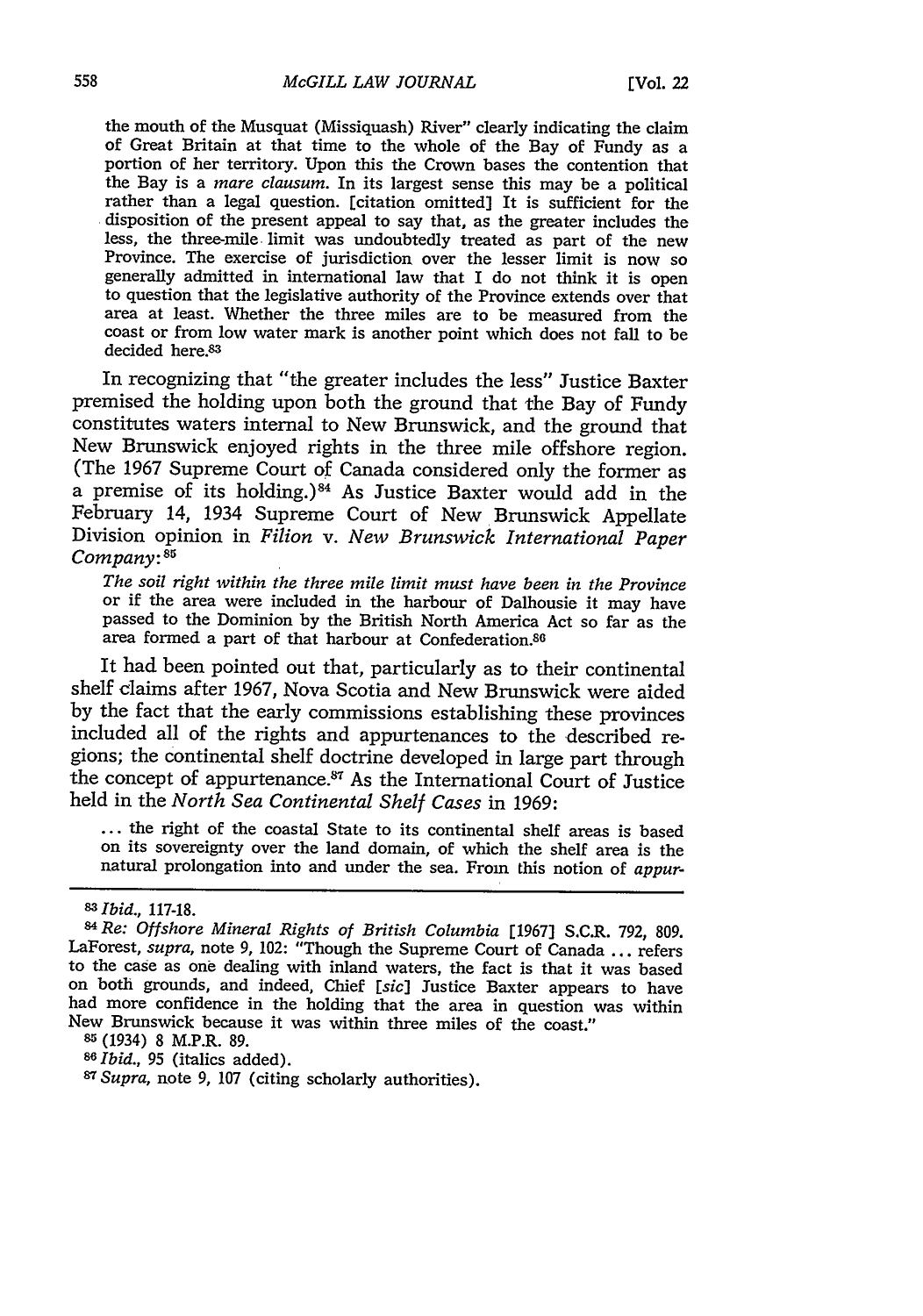the mouth of the Musquat (Missiquash) River" clearly indicating the claim of Great Britain at that time to the whole of the Bay of Fundy as a portion of her territory. Upon this the Crown bases the contention that the Bay is a *mare clausum*. In its largest sense this may be a political rather than a legal question. [citation omitted] It is sufficient for the disposition of the present appeal to say that, as the greater includes the less, the three-mile limit was undoubtedly treated as part of the new Province. The exercise of jurisdiction over the lesser limit is now so generally admitted in international law that I do not think it is open to question that the legislative authority of the Province extends over that area at least. Whether the three miles are to be measured from the coast or from low water mark is another point which does not fall to be decided here.[83]

In recognizing that "the greater includes the less" Justice Baxter premised the holding upon both the ground that the Bay of Fundy constitutes waters internal to New Brunswick, and the ground that New Brunswick enjoyed rights in the three mile offshore region. (The 1967 Supreme Court of Canada considered only the former as a premise of its holding.)[84] As Justice Baxter would add in the February 14, 1934 Supreme Court of New Brunswick Appellate Division opinion in *Filion* v. *New Brunswick International Paper Company*:[85]

> *The soil right within the three mile limit must have been in the Province* or if the area were included in the harbour of Dalhousie it may have passed to the Dominion by the British North America Act so far as the area formed a part of that harbour at Confederation.[86]

It had been pointed out that, particularly as to their continental shelf claims after 1967, Nova Scotia and New Brunswick were aided by the fact that the early commissions establishing these provinces included all of the rights and appurtenances to the described regions; the continental shelf doctrine developed in large part through the concept of appurtenance.[87] As the International Court of Justice held in the *North Sea Continental Shelf Cases* in 1969:

> ... the right of the coastal State to its continental shelf areas is based on its sovereignty over the land domain, of which the shelf area is the natural prolongation into and under the sea. From this notion of *appur-*

---

[83] *Ibid.*, 117-18.

[84] *Re: Offshore Mineral Rights of British Columbia* [1967] S.C.R. 792, 809. LaForest, *supra*, note 9, 102: "Though the Supreme Court of Canada ... refers to the case as one dealing with inland waters, the fact is that it was based on both grounds, and indeed, Chief [*sic*] Justice Baxter appears to have had more confidence in the holding that the area in question was within New Brunswick because it was within three miles of the coast."

[85] (1934) 8 M.P.R. 89.

[86] *Ibid.*, 95 (italics added).

[87] *Supra*, note 9, 107 (citing scholarly authorities).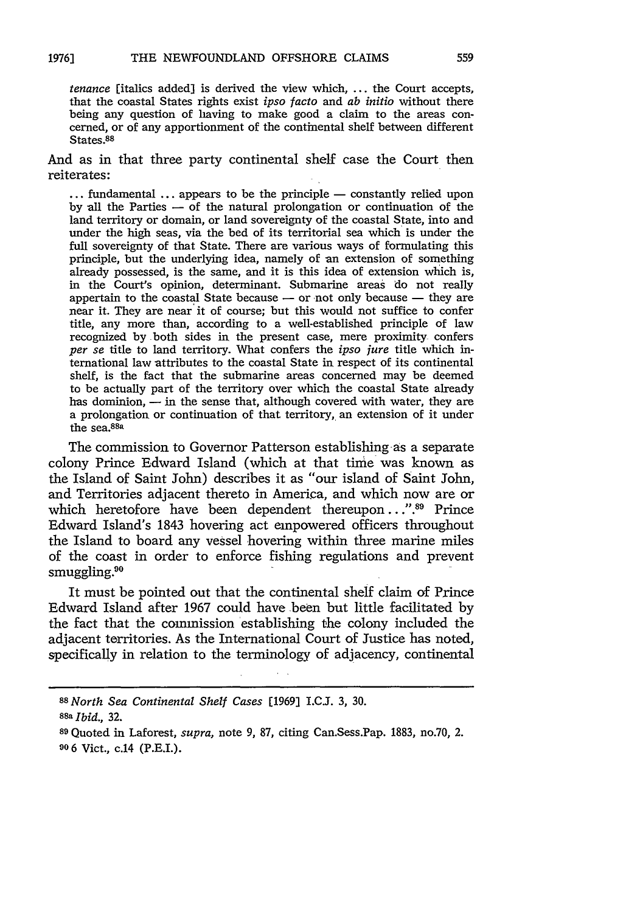*tenance* [italics added] is derived the view which, ... the Court accepts, that the coastal States rights exist *ipso facto* and *ab initio* without there being any question of having to make good a claim to the areas concerned, or of any apportionment of the continental shelf between different States.[88]

And as in that three party continental shelf case the Court then reiterates:

> ... fundamental ... appears to be the principle — constantly relied upon by all the Parties — of the natural prolongation or continuation of the land territory or domain, or land sovereignty of the coastal State, into and under the high seas, via the bed of its territorial sea which is under the full sovereignty of that State. There are various ways of formulating this principle, but the underlying idea, namely of an extension of something already possessed, is the same, and it is this idea of extension which is, in the Court's opinion, determinant. Submarine areas do not really appertain to the coastal State because — or not only because — they are near it. They are near it of course; but this would not suffice to confer title, any more than, according to a well-established principle of law recognized by both sides in the present case, mere proximity confers *per se* title to land territory. What confers the *ipso jure* title which international law attributes to the coastal State in respect of its continental shelf, is the fact that the submarine areas concerned may be deemed to be actually part of the territory over which the coastal State already has dominion, — in the sense that, although covered with water, they are a prolongation or continuation of that territory, an extension of it under the sea.[88a]

The commission to Governor Patterson establishing as a separate colony Prince Edward Island (which at that time was known as the Island of Saint John) describes it as "our island of Saint John, and Territories adjacent thereto in America, and which now are or which heretofore have been dependent thereupon...".[89] Prince Edward Island's 1843 hovering act empowered officers throughout the Island to board any vessel hovering within three marine miles of the coast in order to enforce fishing regulations and prevent smuggling.[90]

It must be pointed out that the continental shelf claim of Prince Edward Island after 1967 could have been but little facilitated by the fact that the commission establishing the colony included the adjacent territories. As the International Court of Justice has noted, specifically in relation to the terminology of adjacency, continental

---

[88] *North Sea Continental Shelf Cases* [1969] I.C.J. 3, 30.

[88a] *Ibid.*, 32.

[89] Quoted in Laforest, *supra*, note 9, 87, citing Can.Sess.Pap. 1883, no.70, 2.

[90] 6 Vict., c.14 (P.E.I.).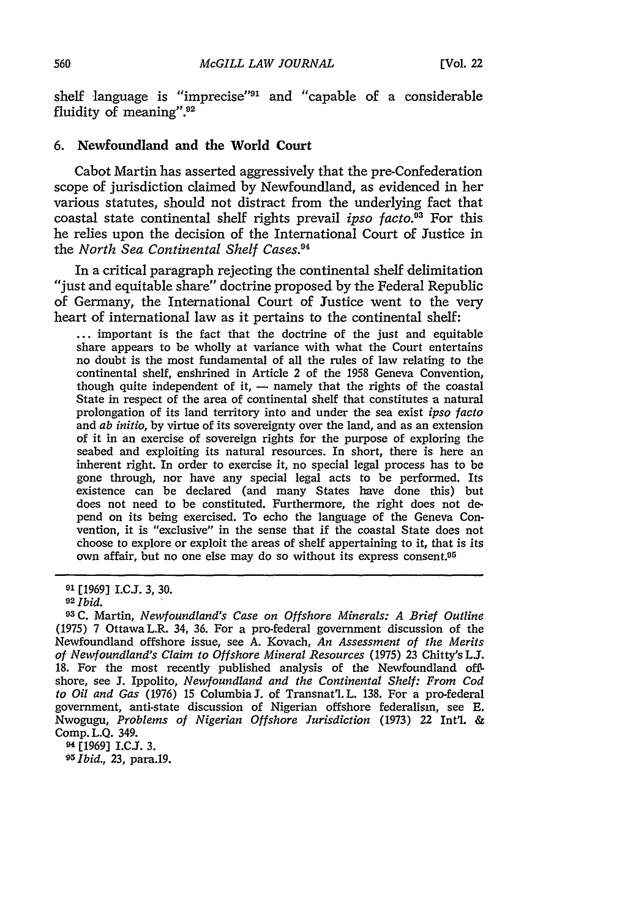shelf language is "imprecise"[91] and "capable of a considerable fluidity of meaning".[92]

### 6. Newfoundland and the World Court

Cabot Martin has asserted aggressively that the pre-Confederation scope of jurisdiction claimed by Newfoundland, as evidenced in her various statutes, should not distract from the underlying fact that coastal state continental shelf rights prevail *ipso facto*.[93] For this he relies upon the decision of the International Court of Justice in the *North Sea Continental Shelf Cases*.[94]

In a critical paragraph rejecting the continental shelf delimitation "just and equitable share" doctrine proposed by the Federal Republic of Germany, the International Court of Justice went to the very heart of international law as it pertains to the continental shelf:

> ... important is the fact that the doctrine of the just and equitable share appears to be wholly at variance with what the Court entertains no doubt is the most fundamental of all the rules of law relating to the continental shelf, enshrined in Article 2 of the 1958 Geneva Convention, though quite independent of it, — namely that the rights of the coastal State in respect of the area of continental shelf that constitutes a natural prolongation of its land territory into and under the sea exist *ipso facto* and *ab initio*, by virtue of its sovereignty over the land, and as an extension of it in an exercise of sovereign rights for the purpose of exploring the seabed and exploiting its natural resources. In short, there is here an inherent right. In order to exercise it, no special legal process has to be gone through, nor have any special legal acts to be performed. Its existence can be declared (and many States have done this) but does not need to be constituted. Furthermore, the right does not depend on its being exercised. To echo the language of the Geneva Convention, it is "exclusive" in the sense that if the coastal State does not choose to explore or exploit the areas of shelf appertaining to it, that is its own affair, but no one else may do so without its express consent.[95]

---

[91] [1969] I.C.J. 3, 30.

[92] *Ibid.*

[93] C. Martin, *Newfoundland's Case on Offshore Minerals: A Brief Outline* (1975) 7 Ottawa L.R. 34, 36. For a pro-federal government discussion of the Newfoundland offshore issue, see A. Kovach, *An Assessment of the Merits of Newfoundland's Claim to Offshore Mineral Resources* (1975) 23 Chitty's L.J. 18. For the most recently published analysis of the Newfoundland offshore, see J. Ippolito, *Newfoundland and the Continental Shelf: From Cod to Oil and Gas* (1976) 15 Columbia J. of Transnat'l. L. 138. For a pro-federal government, anti-state discussion of Nigerian offshore federalism, see E. Nwogugu, *Problems of Nigerian Offshore Jurisdiction* (1973) 22 Int'l. & Comp. L.Q. 349.

[94] [1969] I.C.J. 3.

[95] *Ibid.*, 23, para.19.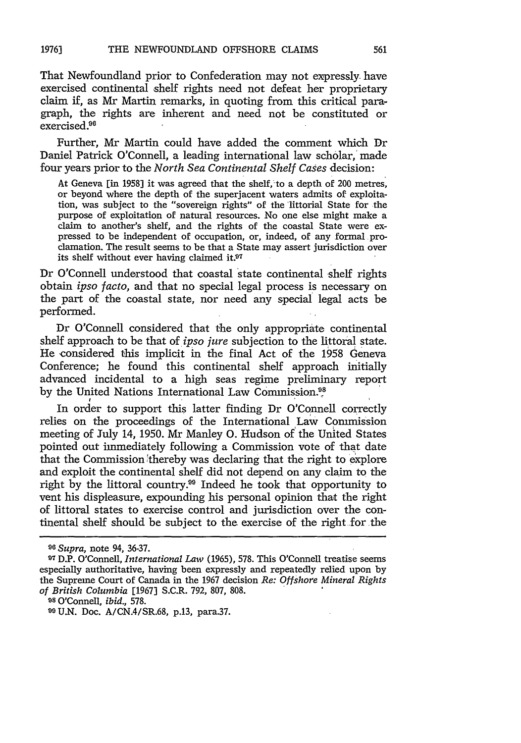That Newfoundland prior to Confederation may not expressly have exercised continental shelf rights need not defeat her proprietary claim if, as Mr Martin remarks, in quoting from this critical paragraph, the rights are inherent and need not be constituted or exercised.[96]

Further, Mr Martin could have added the comment which Dr Daniel Patrick O'Connell, a leading international law scholar, made four years prior to the *North Sea Continental Shelf Cases* decision:

> At Geneva [in 1958] it was agreed that the shelf, to a depth of 200 metres, or beyond where the depth of the superjacent waters admits of exploitation, was subject to the "sovereign rights" of the littoral State for the purpose of exploitation of natural resources. No one else might make a claim to another's shelf, and the rights of the coastal State were expressed to be independent of occupation, or, indeed, of any formal proclamation. The result seems to be that a State may assert jurisdiction over its shelf without ever having claimed it.[97]

Dr O'Connell understood that coastal state continental shelf rights obtain *ipso facto*, and that no special legal process is necessary on the part of the coastal state, nor need any special legal acts be performed.

Dr O'Connell considered that the only appropriate continental shelf approach to be that of *ipso jure* subjection to the littoral state. He considered this implicit in the final Act of the 1958 Geneva Conference; he found this continental shelf approach initially advanced incidental to a high seas regime preliminary report by the United Nations International Law Commission.[98]

In order to support this latter finding Dr O'Connell correctly relies on the proceedings of the International Law Commission meeting of July 14, 1950. Mr Manley O. Hudson of the United States pointed out immediately following a Commission vote of that date that the Commission thereby was declaring that the right to explore and exploit the continental shelf did not depend on any claim to the right by the littoral country.[99] Indeed he took that opportunity to vent his displeasure, expounding his personal opinion that the right of littoral states to exercise control and jurisdiction over the continental shelf should be subject to the exercise of the right for the

---

[96] *Supra*, note 94, 36-37.

[97] D.P. O'Connell, *International Law* (1965), 578. This O'Connell treatise seems especially authoritative, having been expressly and repeatedly relied upon by the Supreme Court of Canada in the 1967 decision *Re: Offshore Mineral Rights of British Columbia* [1967] S.C.R. 792, 807, 808.

[98] O'Connell, *ibid.*, 578.

[99] U.N. Doc. A/CN.4/SR.68, p.13, para.37.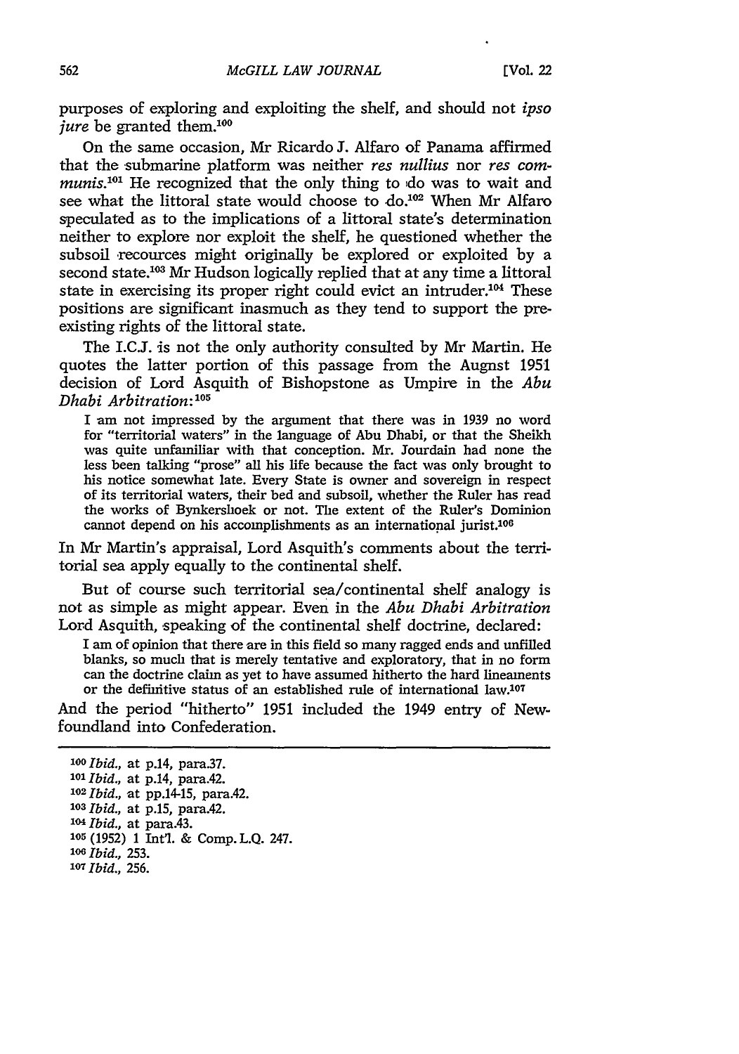purposes of exploring and exploiting the shelf, and should not *ipso jure* be granted them.[100]

On the same occasion, Mr Ricardo J. Alfaro of Panama affirmed that the submarine platform was neither *res nullius* nor *res communis*.[101] He recognized that the only thing to do was to wait and see what the littoral state would choose to do.[102] When Mr Alfaro speculated as to the implications of a littoral state's determination neither to explore nor exploit the shelf, he questioned whether the subsoil recources might originally be explored or exploited by a second state.[103] Mr Hudson logically replied that at any time a littoral state in exercising its proper right could evict an intruder.[104] These positions are significant inasmuch as they tend to support the pre-existing rights of the littoral state.

The I.C.J. is not the only authority consulted by Mr Martin. He quotes the latter portion of this passage from the Augnst 1951 decision of Lord Asquith of Bishopstone as Umpire in the *Abu Dhabi Arbitration*:[105]

> I am not impressed by the argument that there was in 1939 no word for "territorial waters" in the language of Abu Dhabi, or that the Sheikh was quite unfamiliar with that conception. Mr. Jourdain had none the less been talking "prose" all his life because the fact was only brought to his notice somewhat late. Every State is owner and sovereign in respect of its territorial waters, their bed and subsoil, whether the Ruler has read the works of Bynkershoek or not. The extent of the Ruler's Dominion cannot depend on his accomplishments as an international jurist.[106]

In Mr Martin's appraisal, Lord Asquith's comments about the territorial sea apply equally to the continental shelf.

But of course such territorial sea/continental shelf analogy is not as simple as might appear. Even in the *Abu Dhabi Arbitration* Lord Asquith, speaking of the continental shelf doctrine, declared:

> I am of opinion that there are in this field so many ragged ends and unfilled blanks, so much that is merely tentative and exploratory, that in no form can the doctrine claim as yet to have assumed hitherto the hard lineaments or the definitive status of an established rule of international law.[107]

And the period "hitherto" 1951 included the 1949 entry of Newfoundland into Confederation.

---

[100] *Ibid.*, at p.14, para.37.
[101] *Ibid.*, at p.14, para.42.
[102] *Ibid.*, at pp.14-15, para.42.
[103] *Ibid.*, at p.15, para.42.
[104] *Ibid.*, at para.43.
[105] (1952) 1 Int'l. & Comp. L.Q. 247.
[106] *Ibid.*, 253.
[107] *Ibid.*, 256.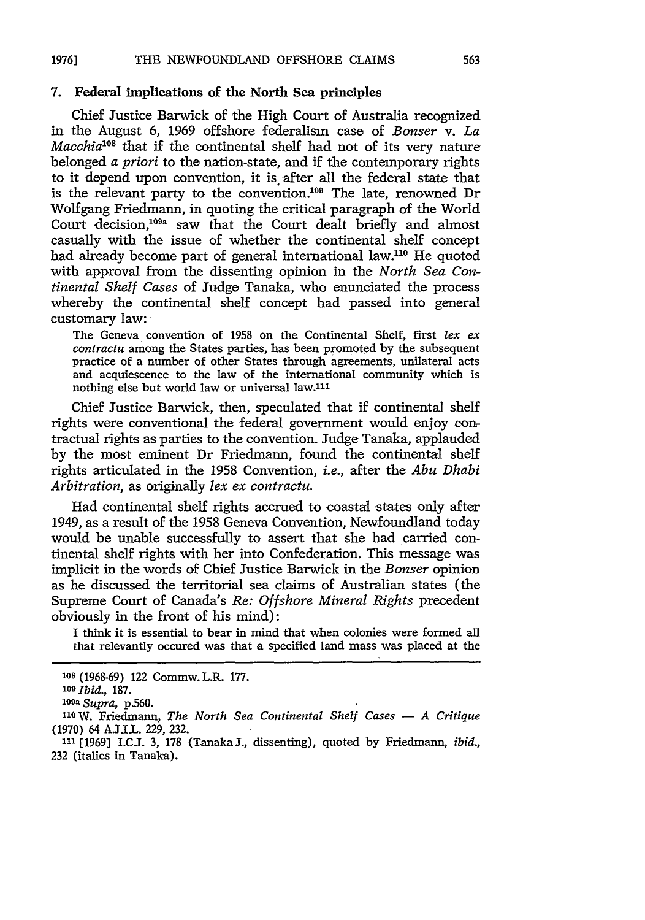### 7. Federal implications of the North Sea principles

Chief Justice Barwick of the High Court of Australia recognized in the August 6, 1969 offshore federalism case of *Bonser* v. *La Macchia*[108] that if the continental shelf had not of its very nature belonged *a priori* to the nation-state, and if the contemporary rights to it depend upon convention, it is after all the federal state that is the relevant party to the convention.[109] The late, renowned Dr Wolfgang Friedmann, in quoting the critical paragraph of the World Court decision,[109a] saw that the Court dealt briefly and almost casually with the issue of whether the continental shelf concept had already become part of general international law.[110] He quoted with approval from the dissenting opinion in the *North Sea Continental Shelf Cases* of Judge Tanaka, who enunciated the process whereby the continental shelf concept had passed into general customary law:

> The Geneva convention of 1958 on the Continental Shelf, first *lex ex contractu* among the States parties, has been promoted by the subsequent practice of a number of other States through agreements, unilateral acts and acquiescence to the law of the international community which is nothing else but world law or universal law.[111]

Chief Justice Barwick, then, speculated that if continental shelf rights were conventional the federal government would enjoy contractual rights as parties to the convention. Judge Tanaka, applauded by the most eminent Dr Friedmann, found the continental shelf rights articulated in the 1958 Convention, *i.e.*, after the *Abu Dhabi Arbitration*, as originally *lex ex contractu*.

Had continental shelf rights accrued to coastal states only after 1949, as a result of the 1958 Geneva Convention, Newfoundland today would be unable successfully to assert that she had carried continental shelf rights with her into Confederation. This message was implicit in the words of Chief Justice Barwick in the *Bonser* opinion as he discussed the territorial sea claims of Australian states (the Supreme Court of Canada's *Re: Offshore Mineral Rights* precedent obviously in the front of his mind):

> I think it is essential to bear in mind that when colonies were formed all that relevantly occured was that a specified land mass was placed at the

---

[108] (1968-69) 122 Commw. L.R. 177.

[109] *Ibid.*, 187.

[109a] *Supra*, p.560.

[110] W. Friedmann, *The North Sea Continental Shelf Cases — A Critique* (1970) 64 A.J.I.L. 229, 232.

[111] [1969] I.C.J. 3, 178 (Tanaka J., dissenting), quoted by Friedmann, *ibid.*, 232 (italics in Tanaka).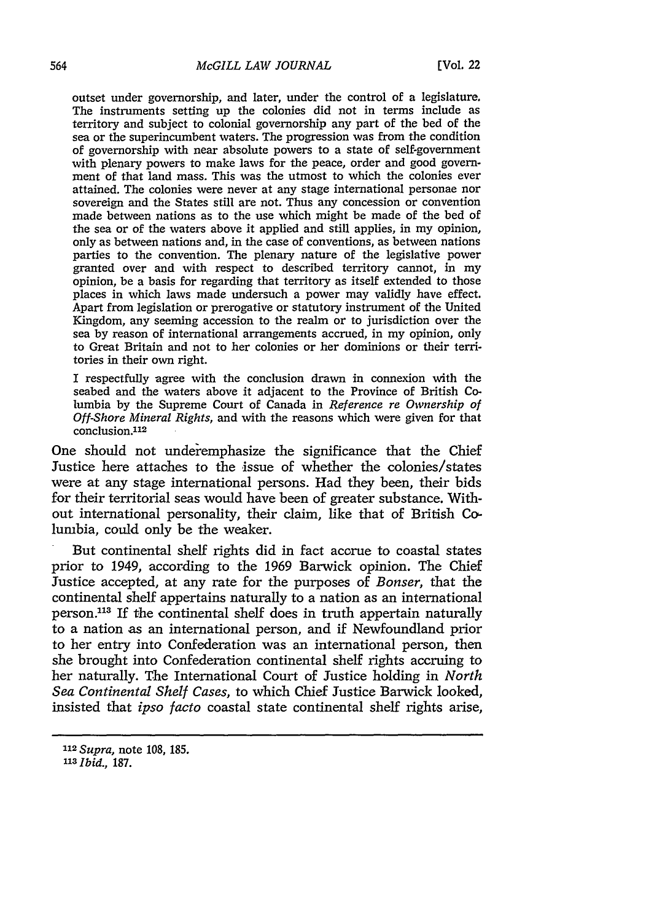> outset under governorship, and later, under the control of a legislature. The instruments setting up the colonies did not in terms include as territory and subject to colonial governorship any part of the bed of the sea or the superincumbent waters. The progression was from the condition of governorship with near absolute powers to a state of self-government with plenary powers to make laws for the peace, order and good government of that land mass. This was the utmost to which the colonies ever attained. The colonies were never at any stage international personae nor sovereign and the States still are not. Thus any concession or convention made between nations as to the use which might be made of the bed of the sea or of the waters above it applied and still applies, in my opinion, only as between nations and, in the case of conventions, as between nations parties to the convention. The plenary nature of the legislative power granted over and with respect to described territory cannot, in my opinion, be a basis for regarding that territory as itself extended to those places in which laws made undersuch a power may validly have effect. Apart from legislation or prerogative or statutory instrument of the United Kingdom, any seeming accession to the realm or to jurisdiction over the sea by reason of international arrangements accrued, in my opinion, only to Great Britain and not to her colonies or her dominions or their territories in their own right.
>
> I respectfully agree with the conclusion drawn in connexion with the seabed and the waters above it adjacent to the Province of British Columbia by the Supreme Court of Canada in *Reference re Ownership of Off-Shore Mineral Rights*, and with the reasons which were given for that conclusion.[112]

One should not underemphasize the significance that the Chief Justice here attaches to the issue of whether the colonies/states were at any stage international persons. Had they been, their bids for their territorial seas would have been of greater substance. Without international personality, their claim, like that of British Columbia, could only be the weaker.

But continental shelf rights did in fact accrue to coastal states prior to 1949, according to the 1969 Barwick opinion. The Chief Justice accepted, at any rate for the purposes of *Bonser*, that the continental shelf appertains naturally to a nation as an international person.[113] If the continental shelf does in truth appertain naturally to a nation as an international person, and if Newfoundland prior to her entry into Confederation was an international person, then she brought into Confederation continental shelf rights accruing to her naturally. The International Court of Justice holding in *North Sea Continental Shelf Cases*, to which Chief Justice Barwick looked, insisted that *ipso facto* coastal state continental shelf rights arise,

---

[112] *Supra*, note 108, 185.

[113] *Ibid.*, 187.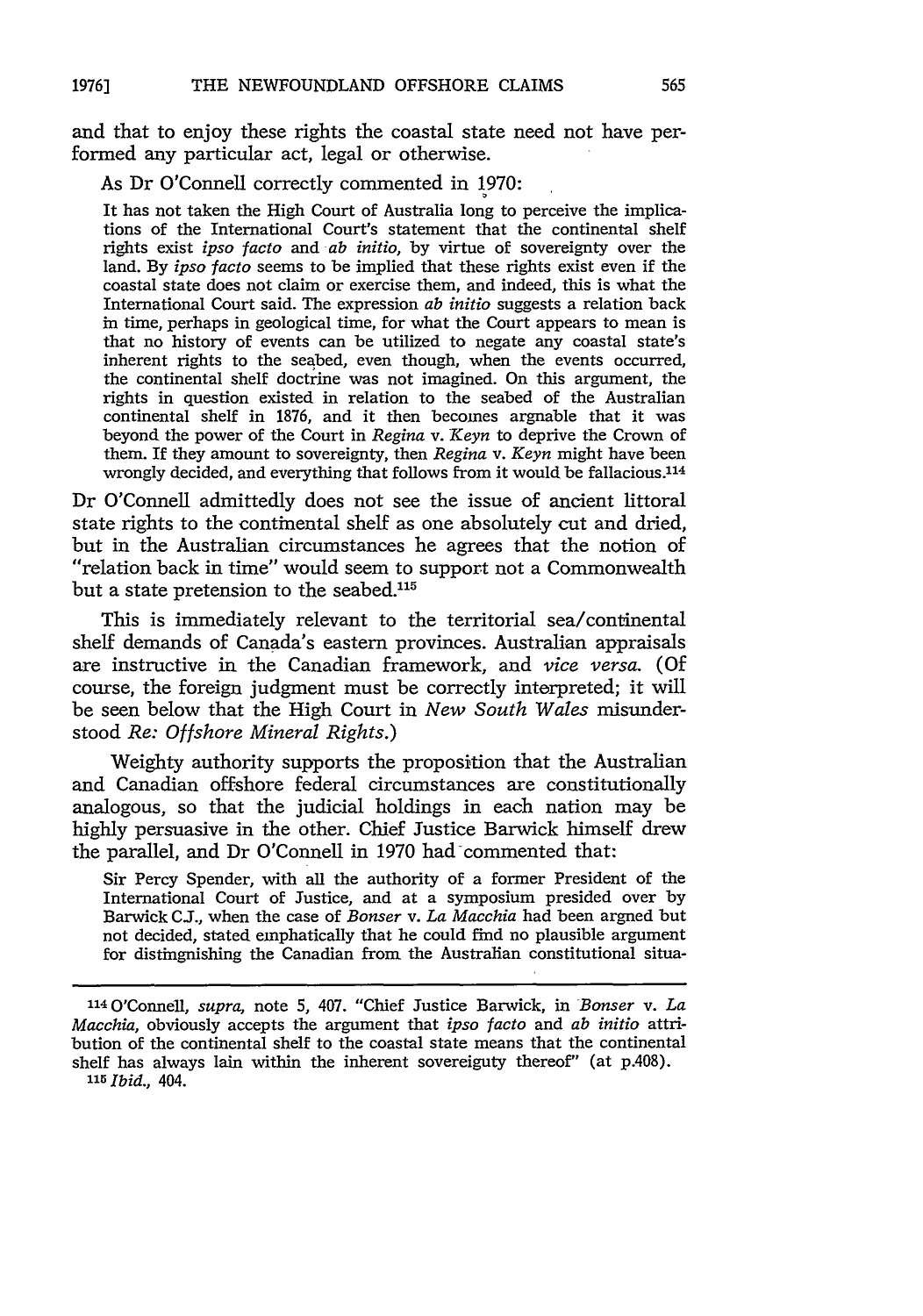and that to enjoy these rights the coastal state need not have performed any particular act, legal or otherwise.

As Dr O'Connell correctly commented in 1970:

> It has not taken the High Court of Australia long to perceive the implications of the International Court's statement that the continental shelf rights exist *ipso facto* and *ab initio*, by virtue of sovereignty over the land. By *ipso facto* seems to be implied that these rights exist even if the coastal state does not claim or exercise them, and indeed, this is what the International Court said. The expression *ab initio* suggests a relation back in time, perhaps in geological time, for what the Court appears to mean is that no history of events can be utilized to negate any coastal state's inherent rights to the seabed, even though, when the events occurred, the continental shelf doctrine was not imagined. On this argument, the rights in question existed in relation to the seabed of the Australian continental shelf in 1876, and it then becomes arguable that it was beyond the power of the Court in *Regina* v. *Keyn* to deprive the Crown of them. If they amount to sovereignty, then *Regina* v. *Keyn* might have been wrongly decided, and everything that follows from it would be fallacious.[114]

Dr O'Connell admittedly does not see the issue of ancient littoral state rights to the continental shelf as one absolutely cut and dried, but in the Australian circumstances he agrees that the notion of "relation back in time" would seem to support not a Commonwealth but a state pretension to the seabed.[115]

This is immediately relevant to the territorial sea/continental shelf demands of Canada's eastern provinces. Australian appraisals are instructive in the Canadian framework, and *vice versa*. (Of course, the foreign judgment must be correctly interpreted; it will be seen below that the High Court in *New South Wales* misunderstood *Re: Offshore Mineral Rights*.)

Weighty authority supports the proposition that the Australian and Canadian offshore federal circumstances are constitutionally analogous, so that the judicial holdings in each nation may be highly persuasive in the other. Chief Justice Barwick himself drew the parallel, and Dr O'Connell in 1970 had commented that:

> Sir Percy Spender, with all the authority of a former President of the International Court of Justice, and at a symposium presided over by Barwick C.J., when the case of *Bonser* v. *La Macchia* had been argued but not decided, stated emphatically that he could find no plausible argument for distinguishing the Canadian from the Australian constitutional situa-

---

[114] O'Connell, *supra*, note 5, 407. "Chief Justice Barwick, in *Bonser* v. *La Macchia*, obviously accepts the argument that *ipso facto* and *ab initio* attribution of the continental shelf to the coastal state means that the continental shelf has always lain within the inherent sovereignty thereof" (at p.408).

[115] *Ibid.*, 404.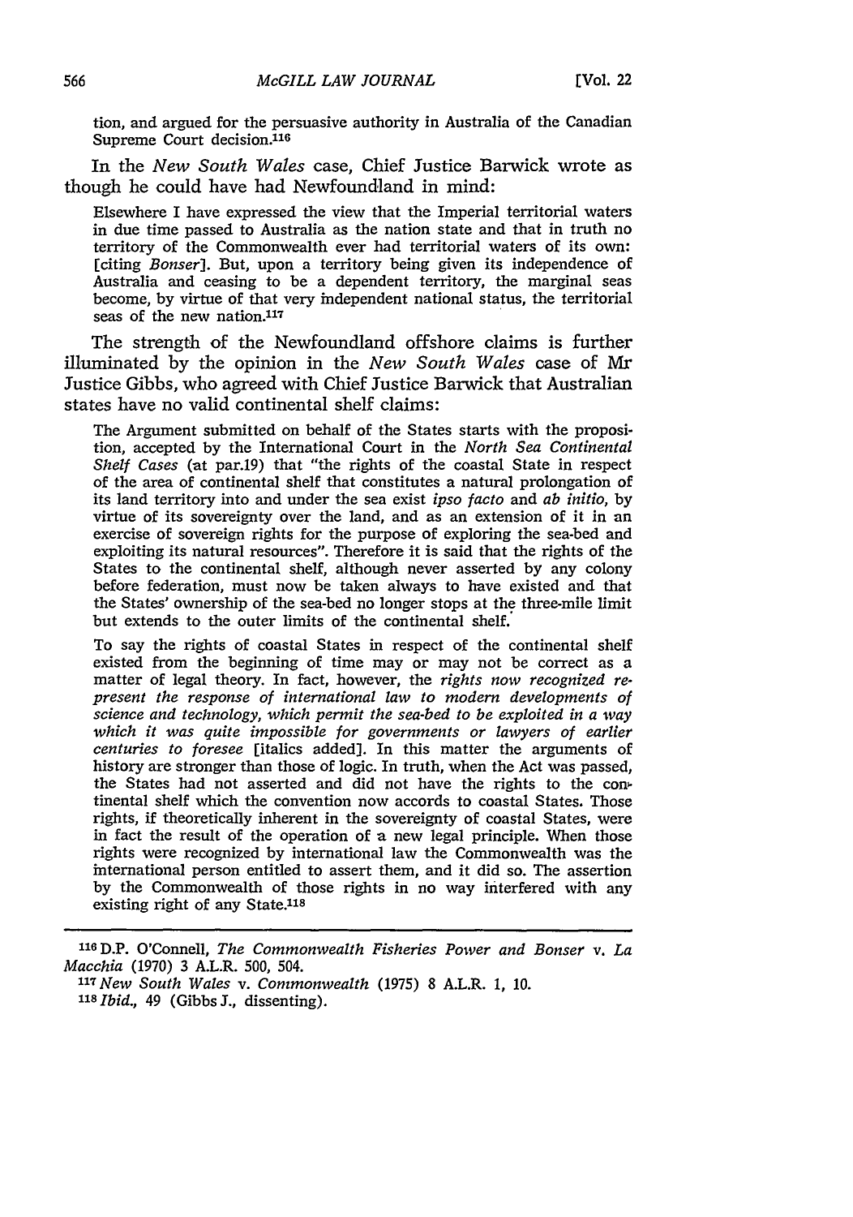tion, and argued for the persuasive authority in Australia of the Canadian Supreme Court decision.[116]

In the *New South Wales* case, Chief Justice Barwick wrote as though he could have had Newfoundland in mind:

> Elsewhere I have expressed the view that the Imperial territorial waters in due time passed to Australia as the nation state and that in truth no territory of the Commonwealth ever had territorial waters of its own: [citing *Bonser*]. But, upon a territory being given its independence of Australia and ceasing to be a dependent territory, the marginal seas become, by virtue of that very independent national status, the territorial seas of the new nation.[117]

The strength of the Newfoundland offshore claims is further illuminated by the opinion in the *New South Wales* case of Mr Justice Gibbs, who agreed with Chief Justice Barwick that Australian states have no valid continental shelf claims:

> The Argument submitted on behalf of the States starts with the proposition, accepted by the International Court in the *North Sea Continental Shelf Cases* (at par.19) that "the rights of the coastal State in respect of the area of continental shelf that constitutes a natural prolongation of its land territory into and under the sea exist *ipso facto* and *ab initio*, by virtue of its sovereignty over the land, and as an extension of it in an exercise of sovereign rights for the purpose of exploring the sea-bed and exploiting its natural resources". Therefore it is said that the rights of the States to the continental shelf, although never asserted by any colony before federation, must now be taken always to have existed and that the States' ownership of the sea-bed no longer stops at the three-mile limit but extends to the outer limits of the continental shelf.
>
> To say the rights of coastal States in respect of the continental shelf existed from the beginning of time may or may not be correct as a matter of legal theory. In fact, however, the *rights now recognized represent the response of international law to modern developments of science and technology, which permit the sea-bed to be exploited in a way which it was quite impossible for governments or lawyers of earlier centuries to foresee* [italics added]. In this matter the arguments of history are stronger than those of logic. In truth, when the Act was passed, the States had not asserted and did not have the rights to the continental shelf which the convention now accords to coastal States. Those rights, if theoretically inherent in the sovereignty of coastal States, were in fact the result of the operation of a new legal principle. When those rights were recognized by international law the Commonwealth was the international person entitled to assert them, and it did so. The assertion by the Commonwealth of those rights in no way interfered with any existing right of any State.[118]

---

[116] D.P. O'Connell, *The Commonwealth Fisheries Power and Bonser* v. *La Macchia* (1970) 3 A.L.R. 500, 504.

[117] *New South Wales* v. *Commonwealth* (1975) 8 A.L.R. 1, 10.

[118] *Ibid.*, 49 (Gibbs J., dissenting).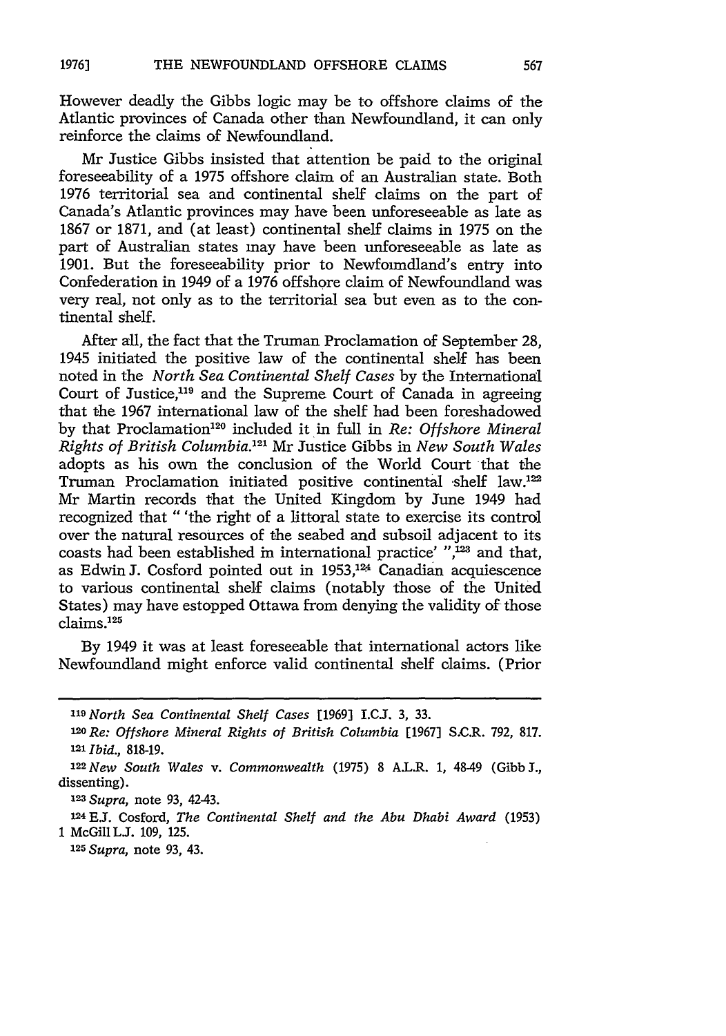However deadly the Gibbs logic may be to offshore claims of the Atlantic provinces of Canada other than Newfoundland, it can only reinforce the claims of Newfoundland.

Mr Justice Gibbs insisted that attention be paid to the original foreseeability of a 1975 offshore claim of an Australian state. Both 1976 territorial sea and continental shelf claims on the part of Canada's Atlantic provinces may have been unforeseeable as late as 1867 or 1871, and (at least) continental shelf claims in 1975 on the part of Australian states may have been unforeseeable as late as 1901. But the foreseeability prior to Newfoundland's entry into Confederation in 1949 of a 1976 offshore claim of Newfoundland was very real, not only as to the territorial sea but even as to the continental shelf.

After all, the fact that the Truman Proclamation of September 28, 1945 initiated the positive law of the continental shelf has been noted in the *North Sea Continental Shelf Cases* by the International Court of Justice,[119] and the Supreme Court of Canada in agreeing that the 1967 international law of the shelf had been foreshadowed by that Proclamation[120] included it in full in *Re: Offshore Mineral Rights of British Columbia.*[121] Mr Justice Gibbs in *New South Wales* adopts as his own the conclusion of the World Court that the Truman Proclamation initiated positive continental shelf law.[122] Mr Martin records that the United Kingdom by June 1949 had recognized that " 'the right of a littoral state to exercise its control over the natural resources of the seabed and subsoil adjacent to its coasts had been established in international practice' ",[123] and that, as Edwin J. Cosford pointed out in 1953,[124] Canadian acquiescence to various continental shelf claims (notably those of the United States) may have estopped Ottawa from denying the validity of those claims.[125]

By 1949 it was at least foreseeable that international actors like Newfoundland might enforce valid continental shelf claims. (Prior

---

[119] *North Sea Continental Shelf Cases* [1969] I.C.J. 3, 33.

[120] *Re: Offshore Mineral Rights of British Columbia* [1967] S.C.R. 792, 817.

[121] *Ibid.*, 818-19.

[122] *New South Wales* v. *Commonwealth* (1975) 8 A.L.R. 1, 48-49 (Gibb J., dissenting).

[123] *Supra*, note 93, 42-43.

[124] E.J. Cosford, *The Continental Shelf and the Abu Dhabi Award* (1953) 1 McGill L.J. 109, 125.

[125] *Supra*, note 93, 43.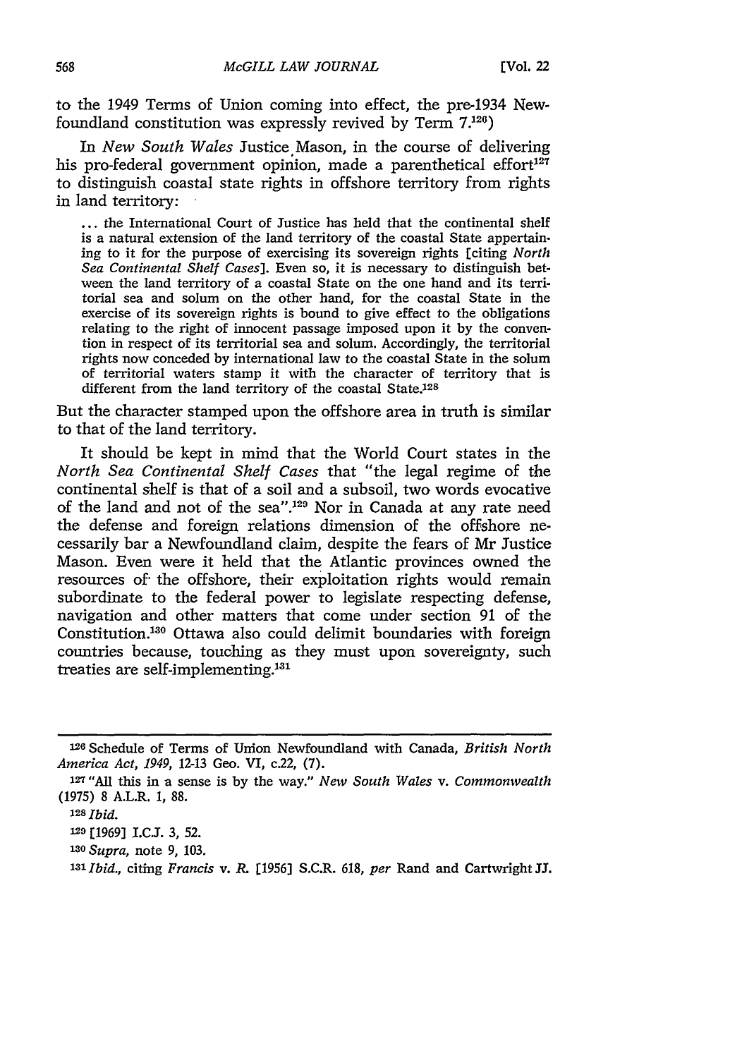to the 1949 Terms of Union coming into effect, the pre-1934 Newfoundland constitution was expressly revived by Term 7.[126])

In *New South Wales* Justice Mason, in the course of delivering his pro-federal government opinion, made a parenthetical effort[127] to distinguish coastal state rights in offshore territory from rights in land territory:

> ... the International Court of Justice has held that the continental shelf is a natural extension of the land territory of the coastal State appertaining to it for the purpose of exercising its sovereign rights [citing *North Sea Continental Shelf Cases*]. Even so, it is necessary to distinguish between the land territory of a coastal State on the one hand and its territorial sea and solum on the other hand, for the coastal State in the exercise of its sovereign rights is bound to give effect to the obligations relating to the right of innocent passage imposed upon it by the convention in respect of its territorial sea and solum. Accordingly, the territorial rights now conceded by international law to the coastal State in the solum of territorial waters stamp it with the character of territory that is different from the land territory of the coastal State.[128]

But the character stamped upon the offshore area in truth is similar to that of the land territory.

It should be kept in mind that the World Court states in the *North Sea Continental Shelf Cases* that "the legal regime of the continental shelf is that of a soil and a subsoil, two words evocative of the land and not of the sea".[129] Nor in Canada at any rate need the defense and foreign relations dimension of the offshore necessarily bar a Newfoundland claim, despite the fears of Mr Justice Mason. Even were it held that the Atlantic provinces owned the resources of the offshore, their exploitation rights would remain subordinate to the federal power to legislate respecting defense, navigation and other matters that come under section 91 of the Constitution.[130] Ottawa also could delimit boundaries with foreign countries because, touching as they must upon sovereignty, such treaties are self-implementing.[131]

---

[126] Schedule of Terms of Union Newfoundland with Canada, *British North America Act, 1949*, 12-13 Geo. VI, c.22, (7).

[127] "All this in a sense is by the way." *New South Wales* v. *Commonwealth* (1975) 8 A.L.R. 1, 88.

[128] *Ibid.*

[129] [1969] I.C.J. 3, 52.

[130] *Supra*, note 9, 103.

[131] *Ibid.*, citing *Francis* v. *R.* [1956] S.C.R. 618, *per* Rand and Cartwright JJ.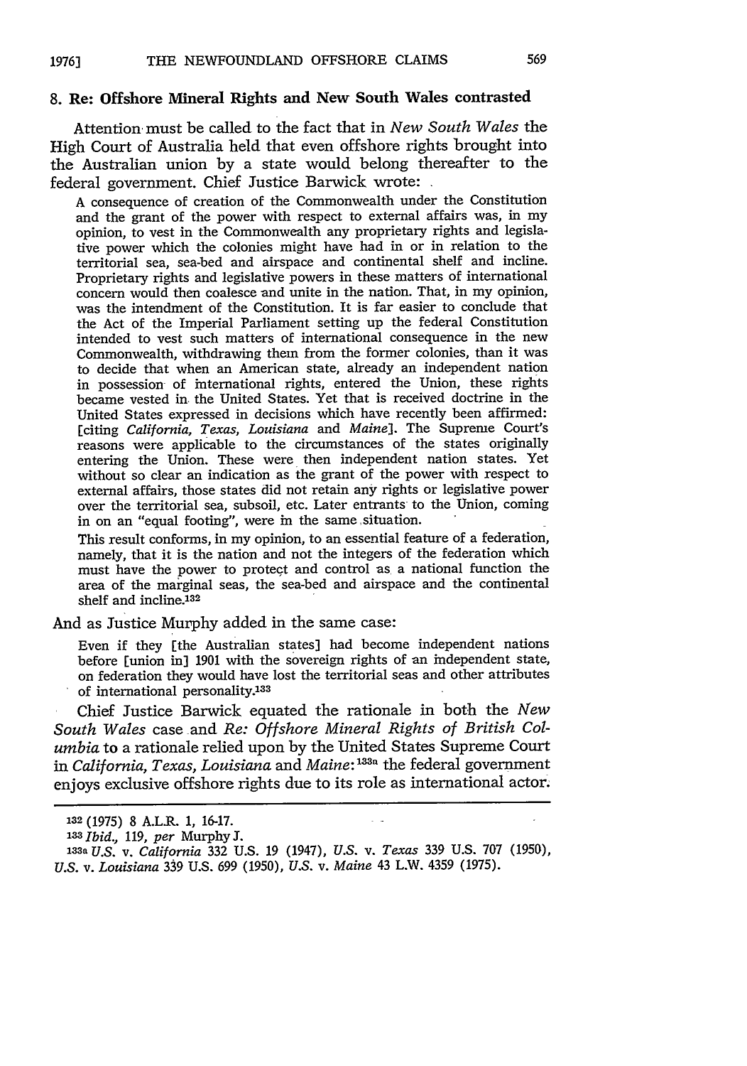## 8. Re: Offshore Mineral Rights and New South Wales contrasted

Attention must be called to the fact that in *New South Wales* the High Court of Australia held that even offshore rights brought into the Australian union by a state would belong thereafter to the federal government. Chief Justice Barwick wrote:

> A consequence of creation of the Commonwealth under the Constitution and the grant of the power with respect to external affairs was, in my opinion, to vest in the Commonwealth any proprietary rights and legislative power which the colonies might have had in or in relation to the territorial sea, sea-bed and airspace and continental shelf and incline. Proprietary rights and legislative powers in these matters of international concern would then coalesce and unite in the nation. That, in my opinion, was the intendment of the Constitution. It is far easier to conclude that the Act of the Imperial Parliament setting up the federal Constitution intended to vest such matters of international consequence in the new Commonwealth, withdrawing them from the former colonies, than it was to decide that when an American state, already an independent nation in possession of international rights, entered the Union, these rights became vested in the United States. Yet that is received doctrine in the United States expressed in decisions which have recently been affirmed: [citing *California, Texas, Louisiana* and *Maine*]. The Supreme Court's reasons were applicable to the circumstances of the states originally entering the Union. These were then independent nation states. Yet without so clear an indication as the grant of the power with respect to external affairs, those states did not retain any rights or legislative power over the territorial sea, subsoil, etc. Later entrants to the Union, coming in on an "equal footing", were in the same situation.
>
> This result conforms, in my opinion, to an essential feature of a federation, namely, that it is the nation and not the integers of the federation which must have the power to protect and control as a national function the area of the marginal seas, the sea-bed and airspace and the continental shelf and incline.[132]

And as Justice Murphy added in the same case:

> Even if they [the Australian states] had become independent nations before [union in] 1901 with the sovereign rights of an independent state, on federation they would have lost the territorial seas and other attributes of international personality.[133]

Chief Justice Barwick equated the rationale in both the *New South Wales* case and *Re: Offshore Mineral Rights of British Columbia* to a rationale relied upon by the United States Supreme Court in *California, Texas, Louisiana* and *Maine*:[133a] the federal government enjoys exclusive offshore rights due to its role as international actor.

---

[132] (1975) 8 A.L.R. 1, 16-17.

[133] *Ibid.*, 119, *per* Murphy J.

[133a] *U.S.* v. *California* 332 U.S. 19 (1947), *U.S.* v. *Texas* 339 U.S. 707 (1950), *U.S.* v. *Louisiana* 339 U.S. 699 (1950), *U.S.* v. *Maine* 43 L.W. 4359 (1975).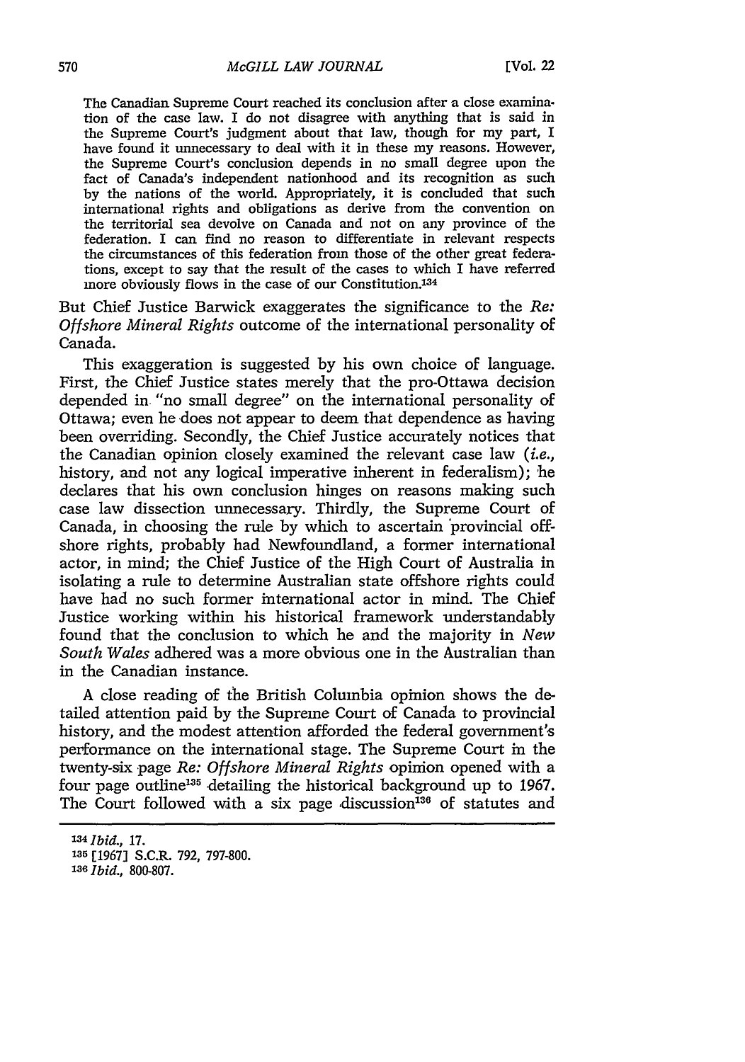> The Canadian Supreme Court reached its conclusion after a close examination of the case law. I do not disagree with anything that is said in the Supreme Court's judgment about that law, though for my part, I have found it unnecessary to deal with it in these my reasons. However, the Supreme Court's conclusion depends in no small degree upon the fact of Canada's independent nationhood and its recognition as such by the nations of the world. Appropriately, it is concluded that such international rights and obligations as derive from the convention on the territorial sea devolve on Canada and not on any province of the federation. I can find no reason to differentiate in relevant respects the circumstances of this federation from those of the other great federations, except to say that the result of the cases to which I have referred more obviously flows in the case of our Constitution.[134]

But Chief Justice Barwick exaggerates the significance to the *Re: Offshore Mineral Rights* outcome of the international personality of Canada.

This exaggeration is suggested by his own choice of language. First, the Chief Justice states merely that the pro-Ottawa decision depended in "no small degree" on the international personality of Ottawa; even he does not appear to deem that dependence as having been overriding. Secondly, the Chief Justice accurately notices that the Canadian opinion closely examined the relevant case law (*i.e.*, history, and not any logical imperative inherent in federalism); he declares that his own conclusion hinges on reasons making such case law dissection unnecessary. Thirdly, the Supreme Court of Canada, in choosing the rule by which to ascertain provincial offshore rights, probably had Newfoundland, a former international actor, in mind; the Chief Justice of the High Court of Australia in isolating a rule to determine Australian state offshore rights could have had no such former international actor in mind. The Chief Justice working within his historical framework understandably found that the conclusion to which he and the majority in *New South Wales* adhered was a more obvious one in the Australian than in the Canadian instance.

A close reading of the British Columbia opinion shows the detailed attention paid by the Supreme Court of Canada to provincial history, and the modest attention afforded the federal government's performance on the international stage. The Supreme Court in the twenty-six page *Re: Offshore Mineral Rights* opinion opened with a four page outline[135] detailing the historical background up to 1967. The Court followed with a six page discussion[136] of statutes and

---

[134] *Ibid.*, 17.

[135] [1967] S.C.R. 792, 797-800.

[136] *Ibid.*, 800-807.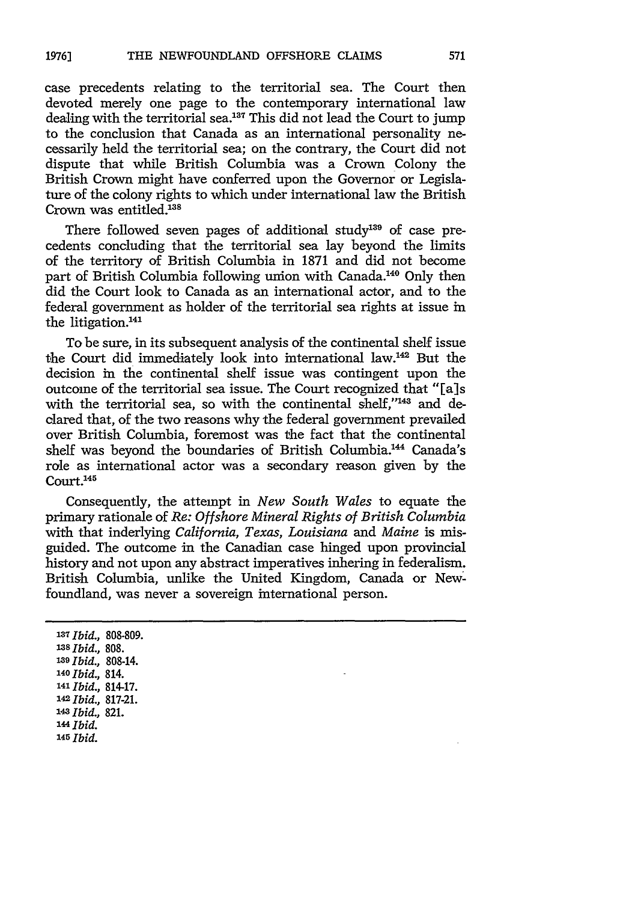case precedents relating to the territorial sea. The Court then devoted merely one page to the contemporary international law dealing with the territorial sea.[137] This did not lead the Court to jump to the conclusion that Canada as an international personality necessarily held the territorial sea; on the contrary, the Court did not dispute that while British Columbia was a Crown Colony the British Crown might have conferred upon the Governor or Legislature of the colony rights to which under international law the British Crown was entitled.[138]

There followed seven pages of additional study[139] of case precedents concluding that the territorial sea lay beyond the limits of the territory of British Columbia in 1871 and did not become part of British Columbia following union with Canada.[140] Only then did the Court look to Canada as an international actor, and to the federal government as holder of the territorial sea rights at issue in the litigation.[141]

To be sure, in its subsequent analysis of the continental shelf issue the Court did immediately look into international law.[142] But the decision in the continental shelf issue was contingent upon the outcome of the territorial sea issue. The Court recognized that "[a]s with the territorial sea, so with the continental shelf,"[143] and declared that, of the two reasons why the federal government prevailed over British Columbia, foremost was the fact that the continental shelf was beyond the boundaries of British Columbia.[144] Canada's role as international actor was a secondary reason given by the Court.[145]

Consequently, the attempt in *New South Wales* to equate the primary rationale of *Re: Offshore Mineral Rights of British Columbia* with that inderlying *California, Texas, Louisiana* and *Maine* is misguided. The outcome in the Canadian case hinged upon provincial history and not upon any abstract imperatives inhering in federalism. British Columbia, unlike the United Kingdom, Canada or Newfoundland, was never a sovereign international person.

---

[137] *Ibid.*, 808-809.
[138] *Ibid.*, 808.
[139] *Ibid.*, 808-14.
[140] *Ibid.*, 814.
[141] *Ibid.*, 814-17.
[142] *Ibid.*, 817-21.
[143] *Ibid.*, 821.
[144] *Ibid.*
[145] *Ibid.*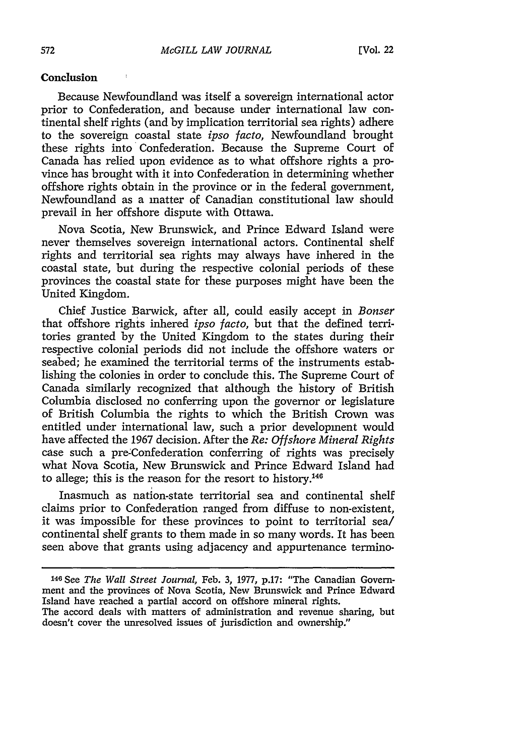## Conclusion

Because Newfoundland was itself a sovereign international actor prior to Confederation, and because under international law continental shelf rights (and by implication territorial sea rights) adhere to the sovereign coastal state *ipso facto*, Newfoundland brought these rights into Confederation. Because the Supreme Court of Canada has relied upon evidence as to what offshore rights a province has brought with it into Confederation in determining whether offshore rights obtain in the province or in the federal government, Newfoundland as a matter of Canadian constitutional law should prevail in her offshore dispute with Ottawa.

Nova Scotia, New Brunswick, and Prince Edward Island were never themselves sovereign international actors. Continental shelf rights and territorial sea rights may always have inhered in the coastal state, but during the respective colonial periods of these provinces the coastal state for these purposes might have been the United Kingdom.

Chief Justice Barwick, after all, could easily accept in *Bonser* that offshore rights inhered *ipso facto*, but that the defined territories granted by the United Kingdom to the states during their respective colonial periods did not include the offshore waters or seabed; he examined the territorial terms of the instruments establishing the colonies in order to conclude this. The Supreme Court of Canada similarly recognized that although the history of British Columbia disclosed no conferring upon the governor or legislature of British Columbia the rights to which the British Crown was entitled under international law, such a prior development would have affected the 1967 decision. After the *Re: Offshore Mineral Rights* case such a pre-Confederation conferring of rights was precisely what Nova Scotia, New Brunswick and Prince Edward Island had to allege; this is the reason for the resort to history.[146]

Inasmuch as nation-state territorial sea and continental shelf claims prior to Confederation ranged from diffuse to non-existent, it was impossible for these provinces to point to territorial sea/continental shelf grants to them made in so many words. It has been seen above that grants using adjacency and appurtenance termino-

---

[146] See *The Wall Street Journal*, Feb. 3, 1977, p.17: "The Canadian Government and the provinces of Nova Scotia, New Brunswick and Prince Edward Island have reached a partial accord on offshore mineral rights.
The accord deals with matters of administration and revenue sharing, but doesn't cover the unresolved issues of jurisdiction and ownership."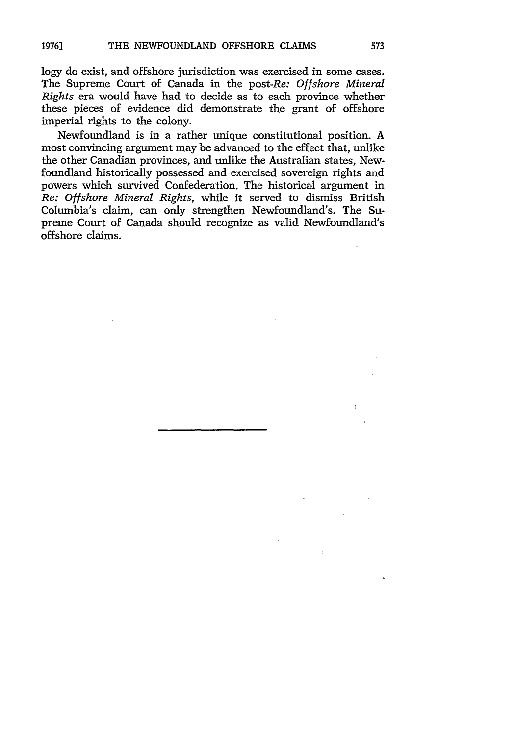logy do exist, and offshore jurisdiction was exercised in some cases. The Supreme Court of Canada in the post-*Re: Offshore Mineral Rights* era would have had to decide as to each province whether these pieces of evidence did demonstrate the grant of offshore imperial rights to the colony.

Newfoundland is in a rather unique constitutional position. A most convincing argument may be advanced to the effect that, unlike the other Canadian provinces, and unlike the Australian states, Newfoundland historically possessed and exercised sovereign rights and powers which survived Confederation. The historical argument in *Re: Offshore Mineral Rights,* while it served to dismiss British Columbia's claim, can only strengthen Newfoundland's. The Supreme Court of Canada should recognize as valid Newfoundland's offshore claims.